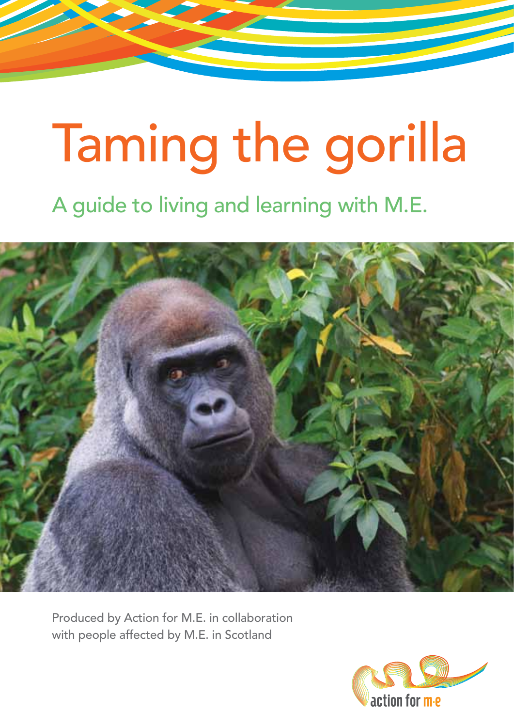# Taming the gorilla

## A guide to living and learning with M.E.

Produced by Action for M.E. in collaboration with people affected by M.E. in Scotland

action for m·e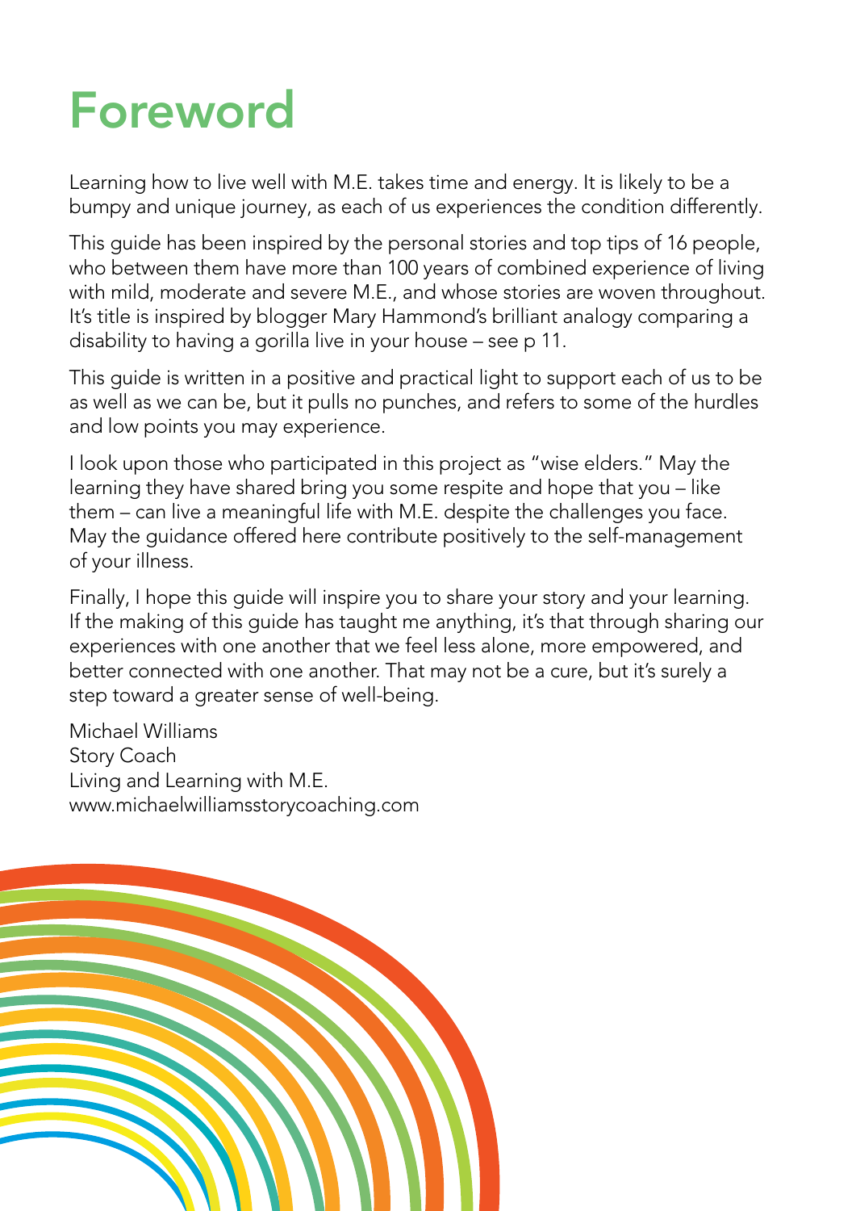# Foreword

Learning how to live well with M.E. takes time and energy. It is likely to be a bumpy and unique journey, as each of us experiences the condition differently.

This guide has been inspired by the personal stories and top tips of 16 people, who between them have more than 100 years of combined experience of living with mild, moderate and severe M.E., and whose stories are woven throughout. It's title is inspired by blogger Mary Hammond's brilliant analogy comparing a disability to having a gorilla live in your house – see p 11.

This guide is written in a positive and practical light to support each of us to be as well as we can be, but it pulls no punches, and refers to some of the hurdles and low points you may experience.

I look upon those who participated in this project as "wise elders." May the learning they have shared bring you some respite and hope that you – like them – can live a meaningful life with M.E. despite the challenges you face. May the guidance offered here contribute positively to the self-management of your illness.

Finally, I hope this guide will inspire you to share your story and your learning. If the making of this guide has taught me anything, it's that through sharing our experiences with one another that we feel less alone, more empowered, and better connected with one another. That may not be a cure, but it's surely a step toward a greater sense of well-being.

Michael Williams  
Story Coach  
Living and Learning with M.E.  
www.michaelwilliamsstorycoaching.com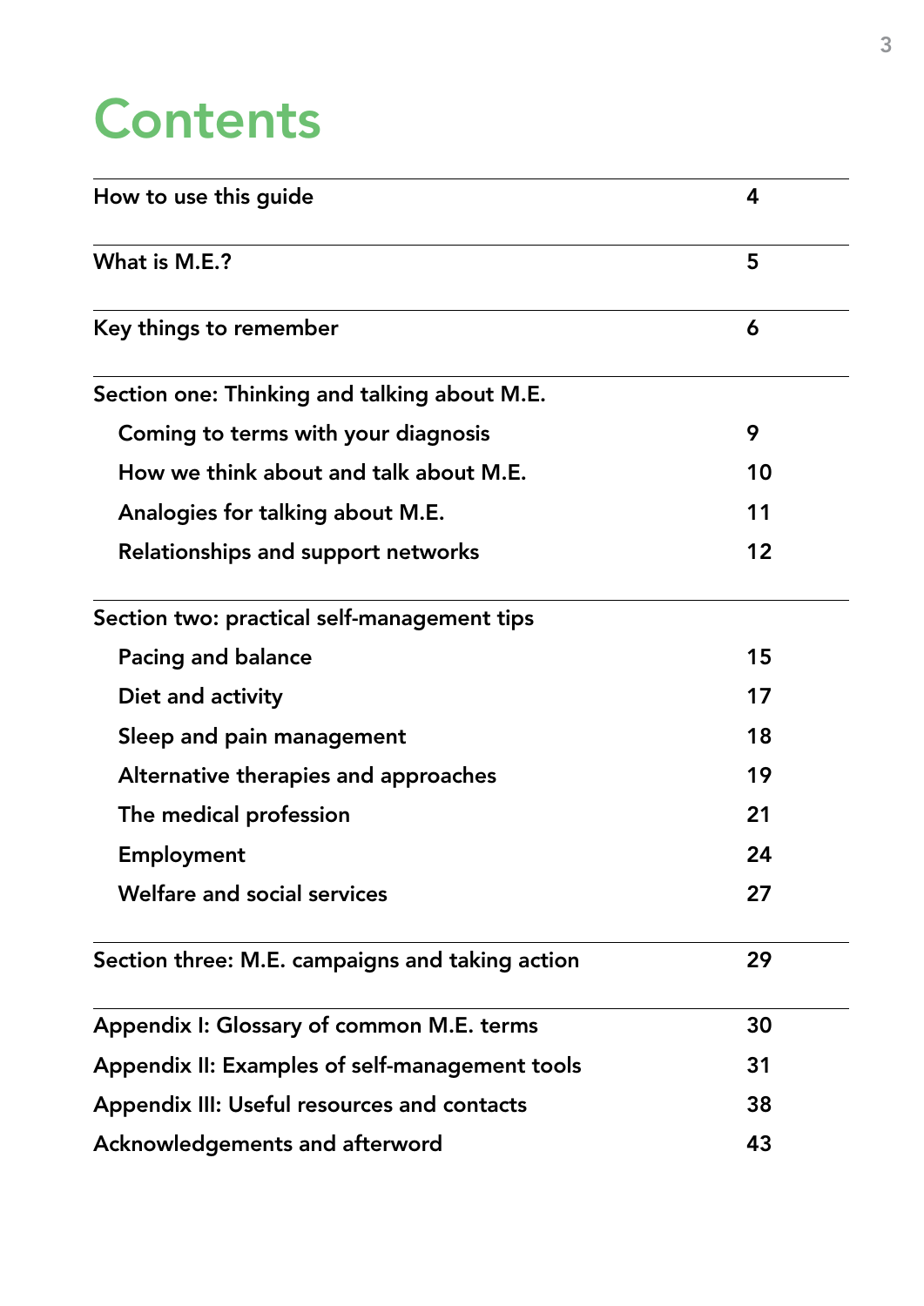# Contents

| | |
|---|---|
| How to use this guide | 4 |
| What is M.E.? | 5 |
| Key things to remember | 6 |
| **Section one: Thinking and talking about M.E.** | |
| Coming to terms with your diagnosis | 9 |
| How we think about and talk about M.E. | 10 |
| Analogies for talking about M.E. | 11 |
| Relationships and support networks | 12 |
| **Section two: practical self-management tips** | |
| Pacing and balance | 15 |
| Diet and activity | 17 |
| Sleep and pain management | 18 |
| Alternative therapies and approaches | 19 |
| The medical profession | 21 |
| Employment | 24 |
| Welfare and social services | 27 |
| Section three: M.E. campaigns and taking action | 29 |
| Appendix I: Glossary of common M.E. terms | 30 |
| Appendix II: Examples of self-management tools | 31 |
| Appendix III: Useful resources and contacts | 38 |
| Acknowledgements and afterword | 43 |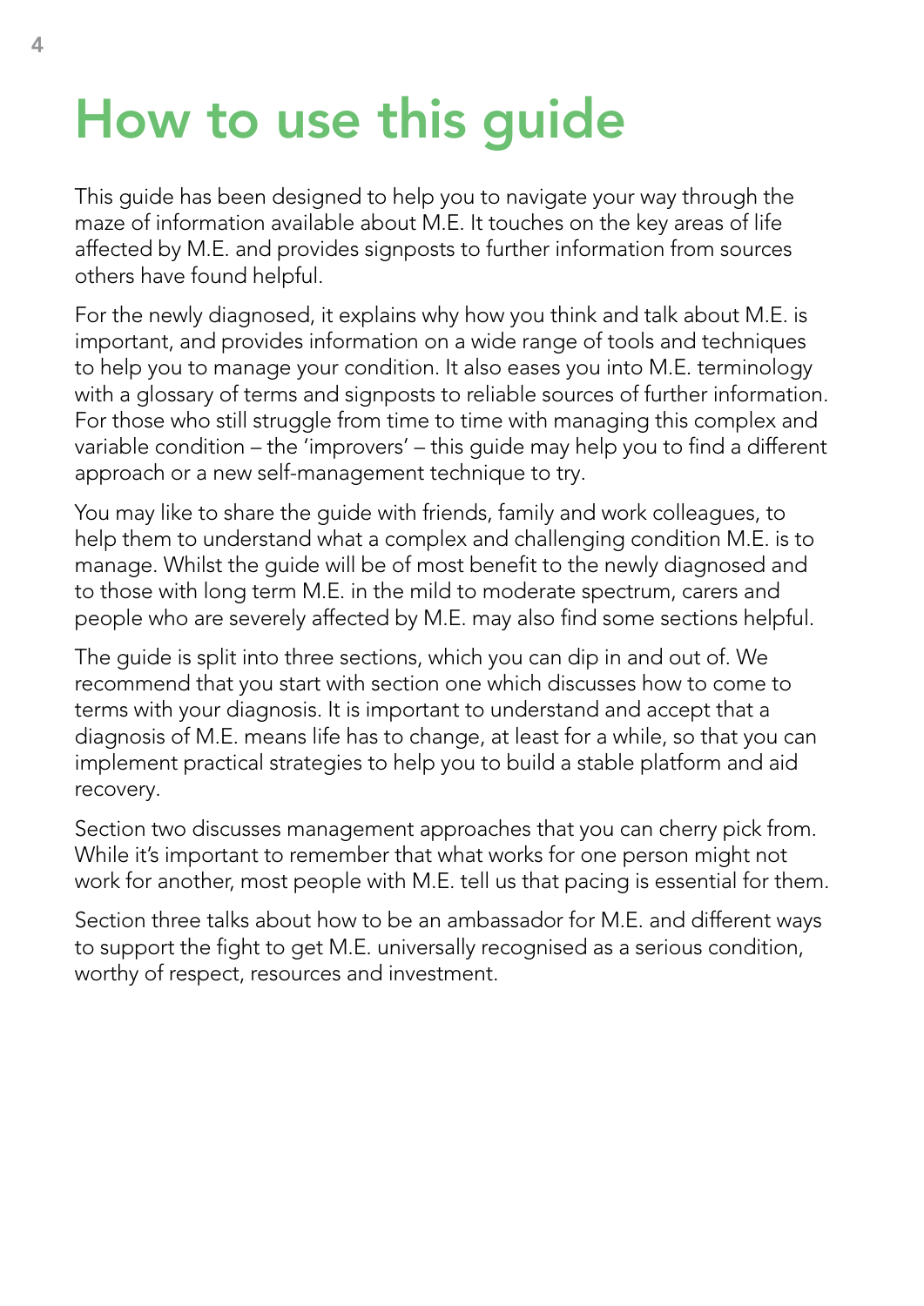# How to use this guide

This guide has been designed to help you to navigate your way through the maze of information available about M.E. It touches on the key areas of life affected by M.E. and provides signposts to further information from sources others have found helpful.

For the newly diagnosed, it explains why how you think and talk about M.E. is important, and provides information on a wide range of tools and techniques to help you to manage your condition. It also eases you into M.E. terminology with a glossary of terms and signposts to reliable sources of further information. For those who still struggle from time to time with managing this complex and variable condition – the 'improvers' – this guide may help you to find a different approach or a new self-management technique to try.

You may like to share the guide with friends, family and work colleagues, to help them to understand what a complex and challenging condition M.E. is to manage. Whilst the guide will be of most benefit to the newly diagnosed and to those with long term M.E. in the mild to moderate spectrum, carers and people who are severely affected by M.E. may also find some sections helpful.

The guide is split into three sections, which you can dip in and out of. We recommend that you start with section one which discusses how to come to terms with your diagnosis. It is important to understand and accept that a diagnosis of M.E. means life has to change, at least for a while, so that you can implement practical strategies to help you to build a stable platform and aid recovery.

Section two discusses management approaches that you can cherry pick from. While it's important to remember that what works for one person might not work for another, most people with M.E. tell us that pacing is essential for them.

Section three talks about how to be an ambassador for M.E. and different ways to support the fight to get M.E. universally recognised as a serious condition, worthy of respect, resources and investment.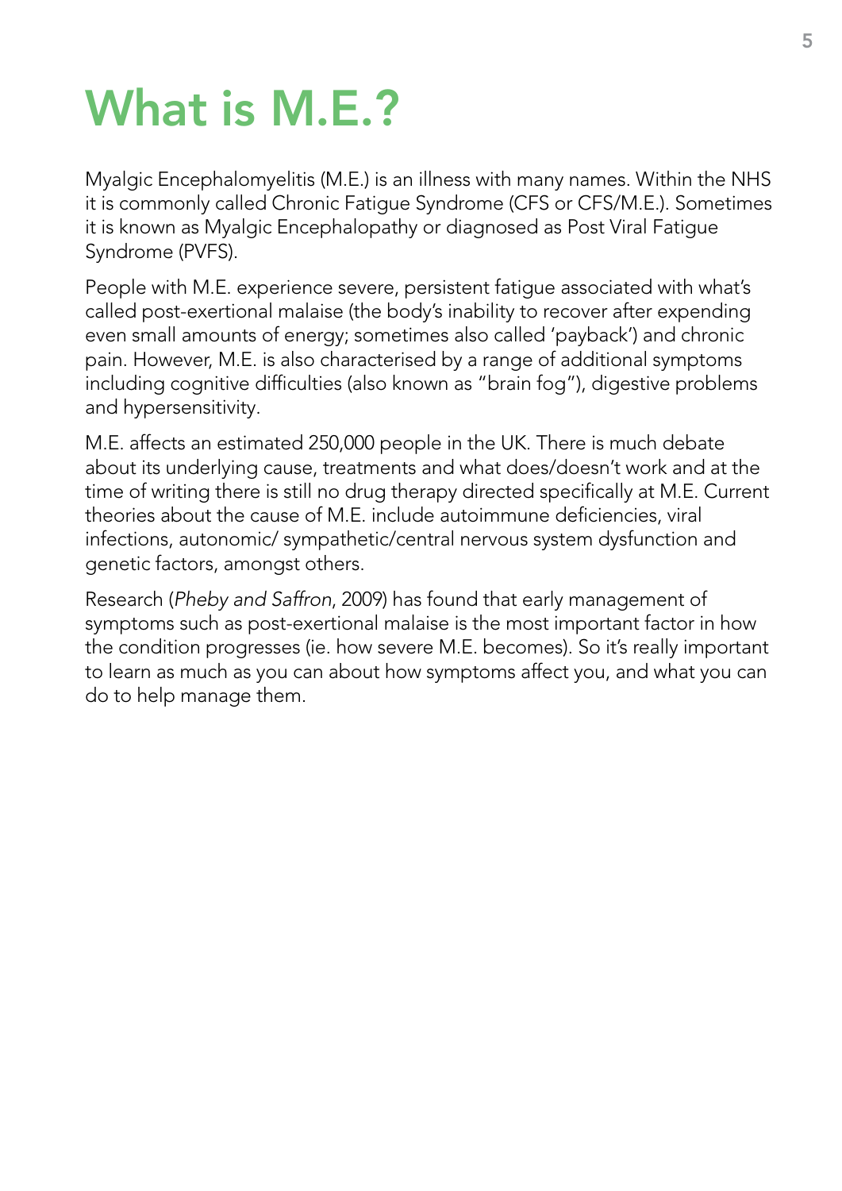# What is M.E.?

Myalgic Encephalomyelitis (M.E.) is an illness with many names. Within the NHS it is commonly called Chronic Fatigue Syndrome (CFS or CFS/M.E.). Sometimes it is known as Myalgic Encephalopathy or diagnosed as Post Viral Fatigue Syndrome (PVFS).

People with M.E. experience severe, persistent fatigue associated with what's called post-exertional malaise (the body's inability to recover after expending even small amounts of energy; sometimes also called 'payback') and chronic pain. However, M.E. is also characterised by a range of additional symptoms including cognitive difficulties (also known as "brain fog"), digestive problems and hypersensitivity.

M.E. affects an estimated 250,000 people in the UK. There is much debate about its underlying cause, treatments and what does/doesn't work and at the time of writing there is still no drug therapy directed specifically at M.E. Current theories about the cause of M.E. include autoimmune deficiencies, viral infections, autonomic/ sympathetic/central nervous system dysfunction and genetic factors, amongst others.

Research (*Pheby and Saffron*, 2009) has found that early management of symptoms such as post-exertional malaise is the most important factor in how the condition progresses (ie. how severe M.E. becomes). So it's really important to learn as much as you can about how symptoms affect you, and what you can do to help manage them.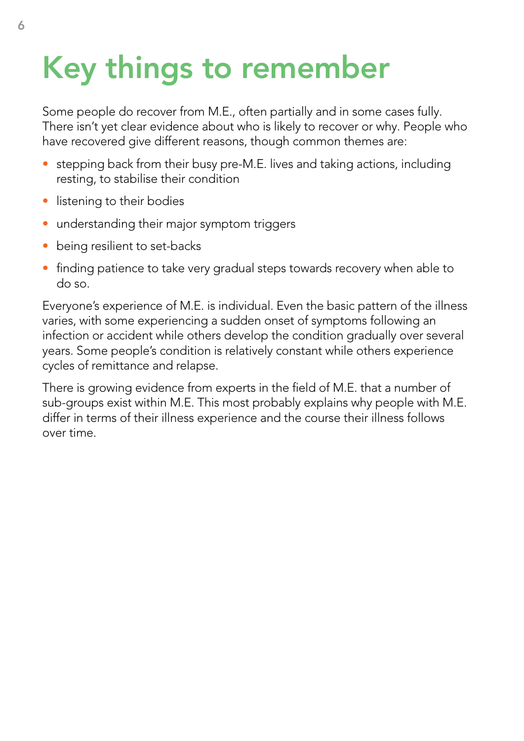# Key things to remember

Some people do recover from M.E., often partially and in some cases fully. There isn't yet clear evidence about who is likely to recover or why. People who have recovered give different reasons, though common themes are:

- stepping back from their busy pre-M.E. lives and taking actions, including resting, to stabilise their condition
- listening to their bodies
- understanding their major symptom triggers
- being resilient to set-backs
- finding patience to take very gradual steps towards recovery when able to do so.

Everyone's experience of M.E. is individual. Even the basic pattern of the illness varies, with some experiencing a sudden onset of symptoms following an infection or accident while others develop the condition gradually over several years. Some people's condition is relatively constant while others experience cycles of remittance and relapse.

There is growing evidence from experts in the field of M.E. that a number of sub-groups exist within M.E. This most probably explains why people with M.E. differ in terms of their illness experience and the course their illness follows over time.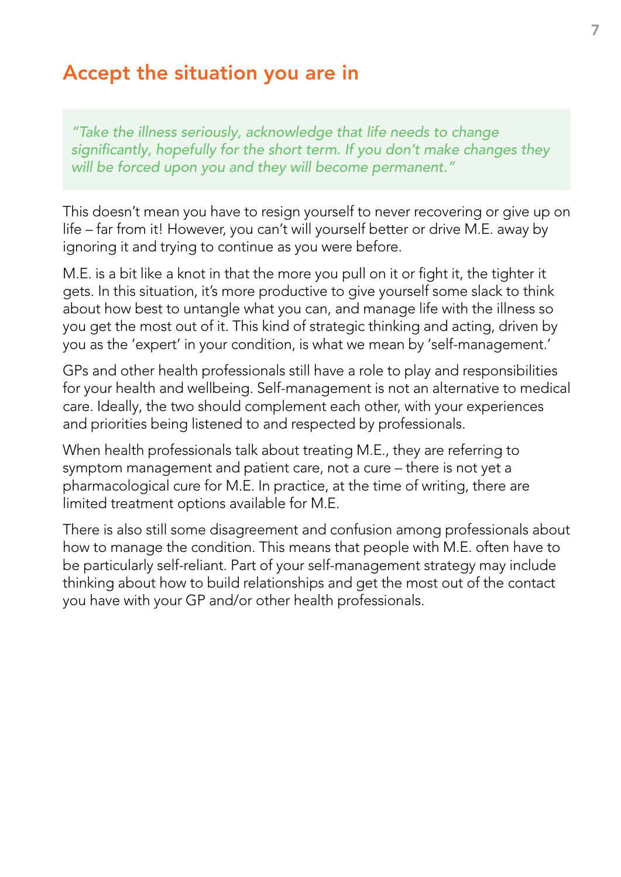## Accept the situation you are in

> *"Take the illness seriously, acknowledge that life needs to change significantly, hopefully for the short term. If you don't make changes they will be forced upon you and they will become permanent."*

This doesn't mean you have to resign yourself to never recovering or give up on life – far from it! However, you can't will yourself better or drive M.E. away by ignoring it and trying to continue as you were before.

M.E. is a bit like a knot in that the more you pull on it or fight it, the tighter it gets. In this situation, it's more productive to give yourself some slack to think about how best to untangle what you can, and manage life with the illness so you get the most out of it. This kind of strategic thinking and acting, driven by you as the 'expert' in your condition, is what we mean by 'self-management.'

GPs and other health professionals still have a role to play and responsibilities for your health and wellbeing. Self-management is not an alternative to medical care. Ideally, the two should complement each other, with your experiences and priorities being listened to and respected by professionals.

When health professionals talk about treating M.E., they are referring to symptom management and patient care, not a cure – there is not yet a pharmacological cure for M.E. In practice, at the time of writing, there are limited treatment options available for M.E.

There is also still some disagreement and confusion among professionals about how to manage the condition. This means that people with M.E. often have to be particularly self-reliant. Part of your self-management strategy may include thinking about how to build relationships and get the most out of the contact you have with your GP and/or other health professionals.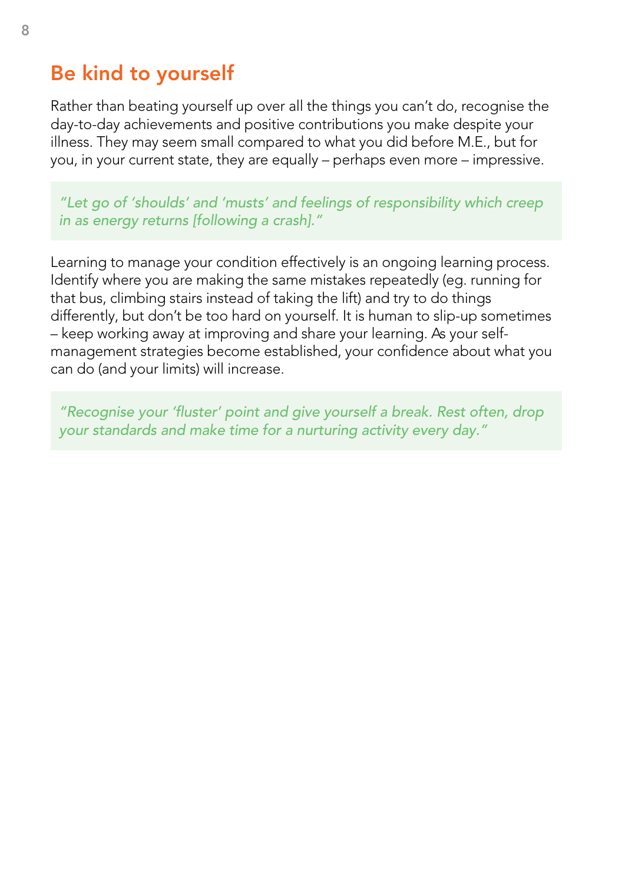## Be kind to yourself

Rather than beating yourself up over all the things you can't do, recognise the day-to-day achievements and positive contributions you make despite your illness. They may seem small compared to what you did before M.E., but for you, in your current state, they are equally – perhaps even more – impressive.

> *"Let go of 'shoulds' and 'musts' and feelings of responsibility which creep in as energy returns [following a crash]."*

Learning to manage your condition effectively is an ongoing learning process. Identify where you are making the same mistakes repeatedly (eg. running for that bus, climbing stairs instead of taking the lift) and try to do things differently, but don't be too hard on yourself. It is human to slip-up sometimes – keep working away at improving and share your learning. As your self-management strategies become established, your confidence about what you can do (and your limits) will increase.

> *"Recognise your 'fluster' point and give yourself a break. Rest often, drop your standards and make time for a nurturing activity every day."*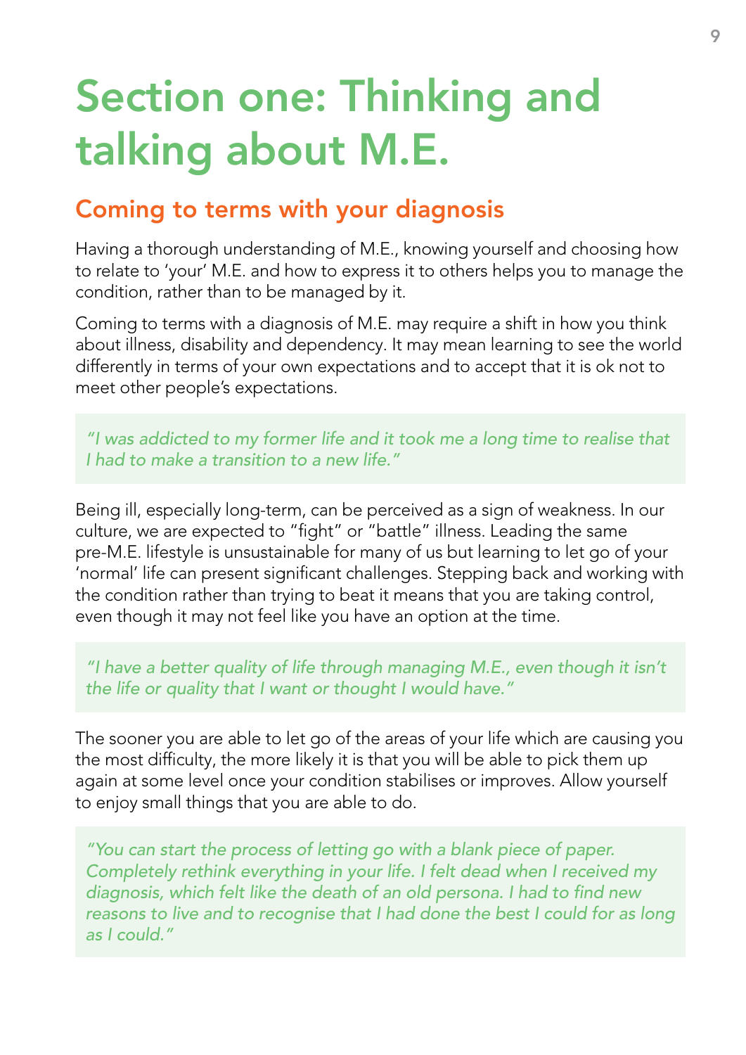# Section one: Thinking and talking about M.E.

## Coming to terms with your diagnosis

Having a thorough understanding of M.E., knowing yourself and choosing how to relate to 'your' M.E. and how to express it to others helps you to manage the condition, rather than to be managed by it.

Coming to terms with a diagnosis of M.E. may require a shift in how you think about illness, disability and dependency. It may mean learning to see the world differently in terms of your own expectations and to accept that it is ok not to meet other people's expectations.

> *"I was addicted to my former life and it took me a long time to realise that I had to make a transition to a new life."*

Being ill, especially long-term, can be perceived as a sign of weakness. In our culture, we are expected to "fight" or "battle" illness. Leading the same pre-M.E. lifestyle is unsustainable for many of us but learning to let go of your 'normal' life can present significant challenges. Stepping back and working with the condition rather than trying to beat it means that you are taking control, even though it may not feel like you have an option at the time.

> *"I have a better quality of life through managing M.E., even though it isn't the life or quality that I want or thought I would have."*

The sooner you are able to let go of the areas of your life which are causing you the most difficulty, the more likely it is that you will be able to pick them up again at some level once your condition stabilises or improves. Allow yourself to enjoy small things that you are able to do.

> *"You can start the process of letting go with a blank piece of paper. Completely rethink everything in your life. I felt dead when I received my diagnosis, which felt like the death of an old persona. I had to find new reasons to live and to recognise that I had done the best I could for as long as I could."*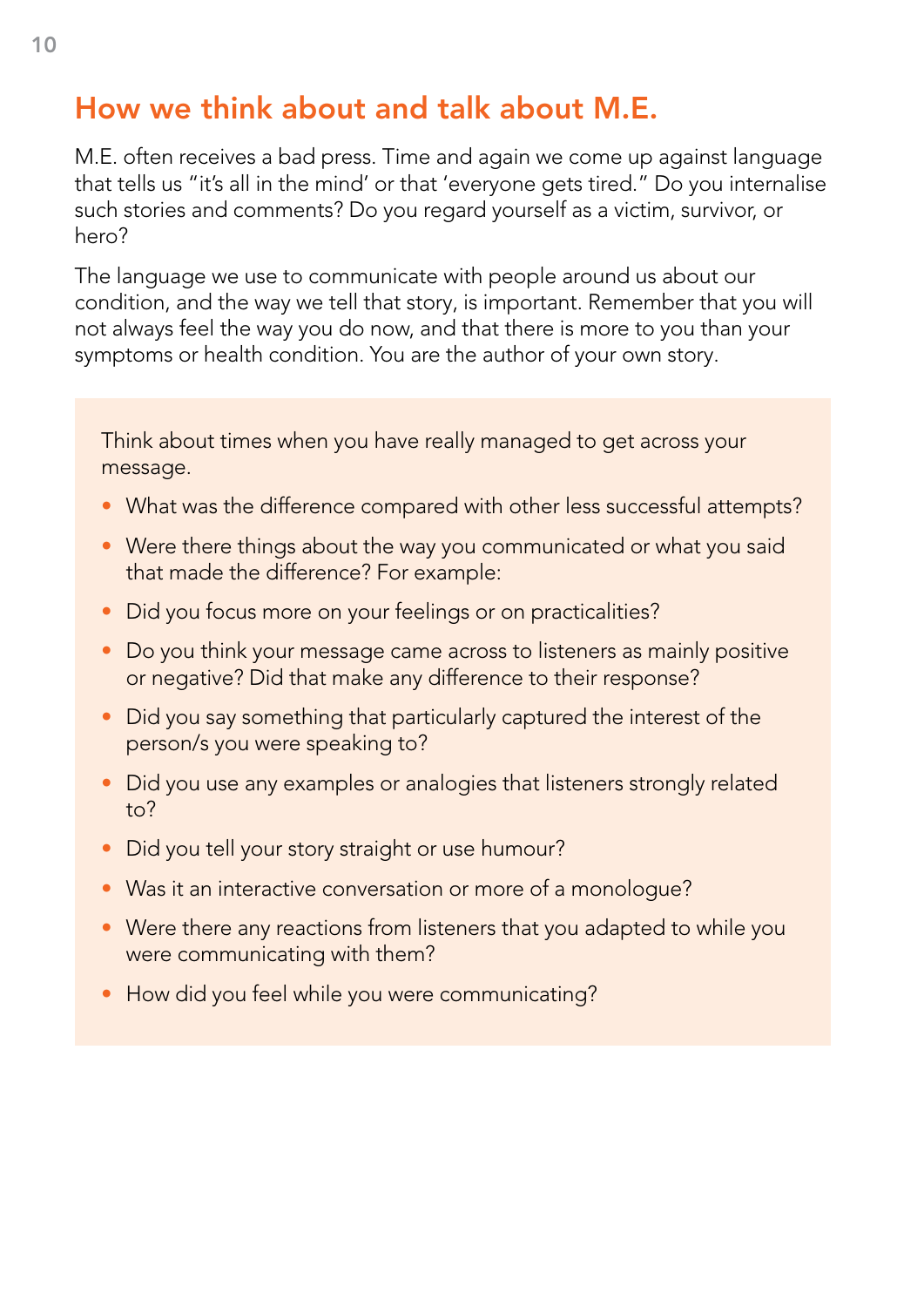## How we think about and talk about M.E.

M.E. often receives a bad press. Time and again we come up against language that tells us "it's all in the mind' or that 'everyone gets tired." Do you internalise such stories and comments? Do you regard yourself as a victim, survivor, or hero?

The language we use to communicate with people around us about our condition, and the way we tell that story, is important. Remember that you will not always feel the way you do now, and that there is more to you than your symptoms or health condition. You are the author of your own story.

Think about times when you have really managed to get across your message.

- What was the difference compared with other less successful attempts?
- Were there things about the way you communicated or what you said that made the difference? For example:
- Did you focus more on your feelings or on practicalities?
- Do you think your message came across to listeners as mainly positive or negative? Did that make any difference to their response?
- Did you say something that particularly captured the interest of the person/s you were speaking to?
- Did you use any examples or analogies that listeners strongly related to?
- Did you tell your story straight or use humour?
- Was it an interactive conversation or more of a monologue?
- Were there any reactions from listeners that you adapted to while you were communicating with them?
- How did you feel while you were communicating?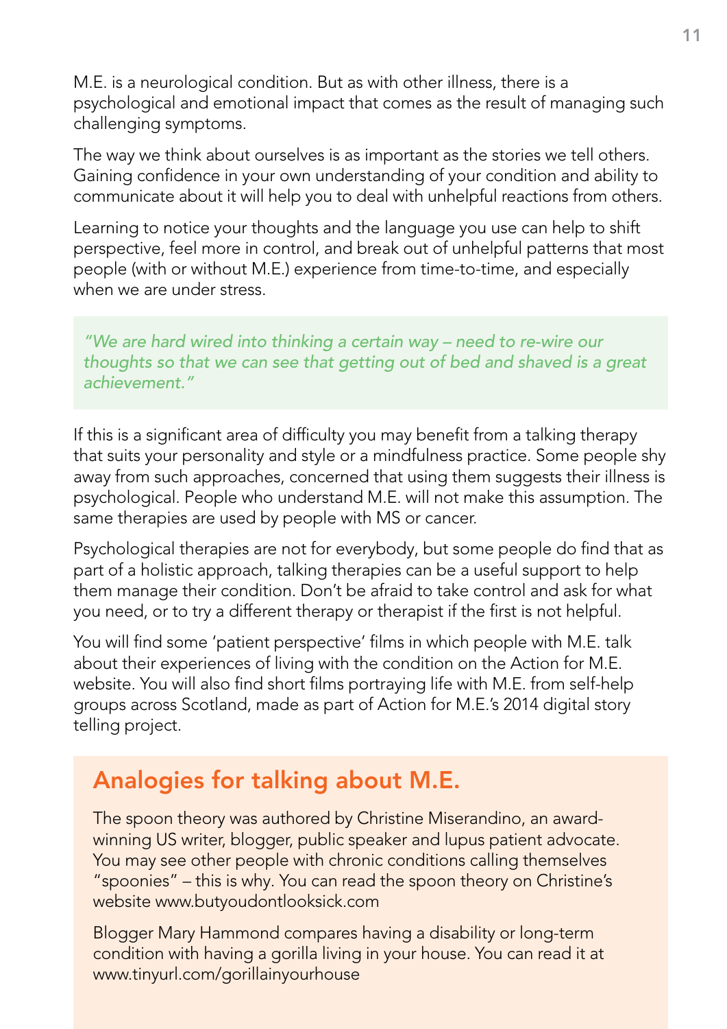M.E. is a neurological condition. But as with other illness, there is a psychological and emotional impact that comes as the result of managing such challenging symptoms.

The way we think about ourselves is as important as the stories we tell others. Gaining confidence in your own understanding of your condition and ability to communicate about it will help you to deal with unhelpful reactions from others.

Learning to notice your thoughts and the language you use can help to shift perspective, feel more in control, and break out of unhelpful patterns that most people (with or without M.E.) experience from time-to-time, and especially when we are under stress.

> *"We are hard wired into thinking a certain way – need to re-wire our thoughts so that we can see that getting out of bed and shaved is a great achievement."*

If this is a significant area of difficulty you may benefit from a talking therapy that suits your personality and style or a mindfulness practice. Some people shy away from such approaches, concerned that using them suggests their illness is psychological. People who understand M.E. will not make this assumption. The same therapies are used by people with MS or cancer.

Psychological therapies are not for everybody, but some people do find that as part of a holistic approach, talking therapies can be a useful support to help them manage their condition. Don't be afraid to take control and ask for what you need, or to try a different therapy or therapist if the first is not helpful.

You will find some 'patient perspective' films in which people with M.E. talk about their experiences of living with the condition on the Action for M.E. website. You will also find short films portraying life with M.E. from self-help groups across Scotland, made as part of Action for M.E.'s 2014 digital story telling project.

## Analogies for talking about M.E.

The spoon theory was authored by Christine Miserandino, an award-winning US writer, blogger, public speaker and lupus patient advocate. You may see other people with chronic conditions calling themselves "spoonies" – this is why. You can read the spoon theory on Christine's website www.butyoudontlooksick.com

Blogger Mary Hammond compares having a disability or long-term condition with having a gorilla living in your house. You can read it at www.tinyurl.com/gorillainyourhouse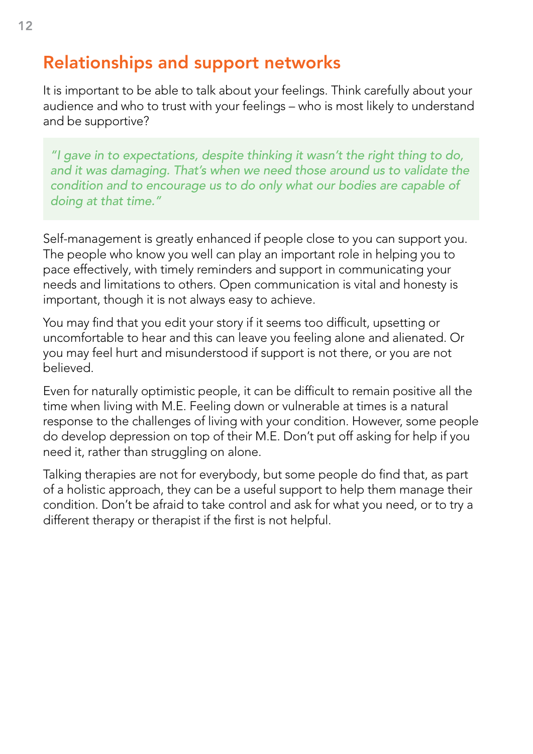## Relationships and support networks

It is important to be able to talk about your feelings. Think carefully about your audience and who to trust with your feelings – who is most likely to understand and be supportive?

> *"I gave in to expectations, despite thinking it wasn't the right thing to do, and it was damaging. That's when we need those around us to validate the condition and to encourage us to do only what our bodies are capable of doing at that time."*

Self-management is greatly enhanced if people close to you can support you. The people who know you well can play an important role in helping you to pace effectively, with timely reminders and support in communicating your needs and limitations to others. Open communication is vital and honesty is important, though it is not always easy to achieve.

You may find that you edit your story if it seems too difficult, upsetting or uncomfortable to hear and this can leave you feeling alone and alienated. Or you may feel hurt and misunderstood if support is not there, or you are not believed.

Even for naturally optimistic people, it can be difficult to remain positive all the time when living with M.E. Feeling down or vulnerable at times is a natural response to the challenges of living with your condition. However, some people do develop depression on top of their M.E. Don't put off asking for help if you need it, rather than struggling on alone.

Talking therapies are not for everybody, but some people do find that, as part of a holistic approach, they can be a useful support to help them manage their condition. Don't be afraid to take control and ask for what you need, or to try a different therapy or therapist if the first is not helpful.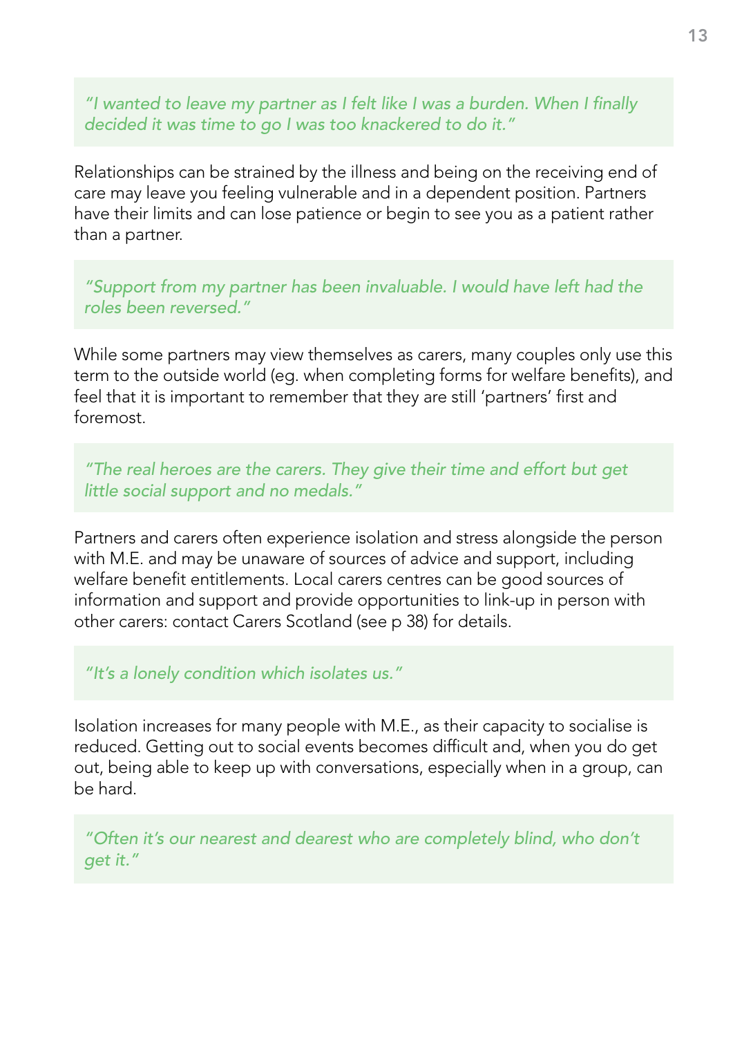*"I wanted to leave my partner as I felt like I was a burden. When I finally decided it was time to go I was too knackered to do it."*

Relationships can be strained by the illness and being on the receiving end of care may leave you feeling vulnerable and in a dependent position. Partners have their limits and can lose patience or begin to see you as a patient rather than a partner.

*"Support from my partner has been invaluable. I would have left had the roles been reversed."*

While some partners may view themselves as carers, many couples only use this term to the outside world (eg. when completing forms for welfare benefits), and feel that it is important to remember that they are still 'partners' first and foremost.

*"The real heroes are the carers. They give their time and effort but get little social support and no medals."*

Partners and carers often experience isolation and stress alongside the person with M.E. and may be unaware of sources of advice and support, including welfare benefit entitlements. Local carers centres can be good sources of information and support and provide opportunities to link-up in person with other carers: contact Carers Scotland (see p 38) for details.

*"It's a lonely condition which isolates us."*

Isolation increases for many people with M.E., as their capacity to socialise is reduced. Getting out to social events becomes difficult and, when you do get out, being able to keep up with conversations, especially when in a group, can be hard.

*"Often it's our nearest and dearest who are completely blind, who don't get it."*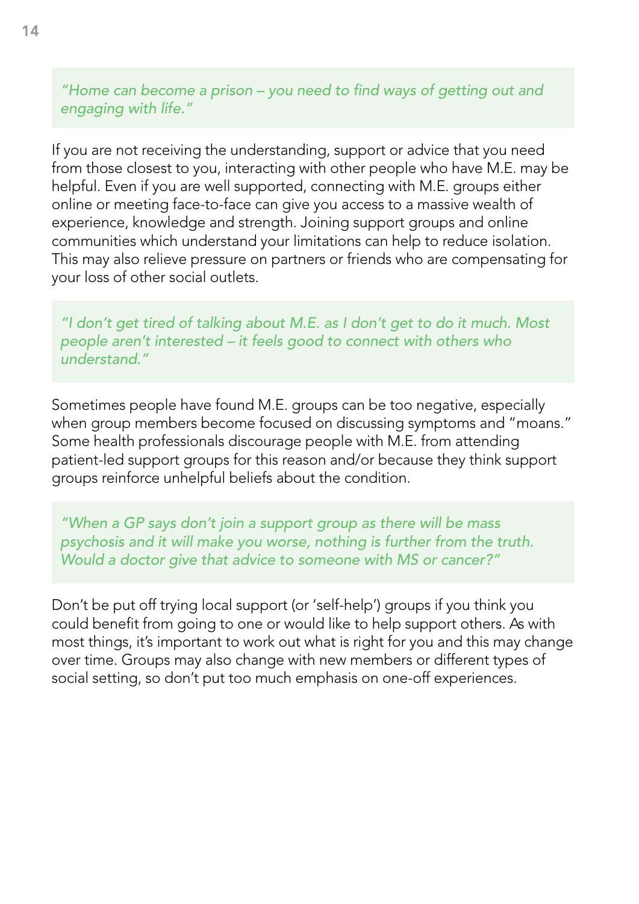> *"Home can become a prison – you need to find ways of getting out and engaging with life."*

If you are not receiving the understanding, support or advice that you need from those closest to you, interacting with other people who have M.E. may be helpful. Even if you are well supported, connecting with M.E. groups either online or meeting face-to-face can give you access to a massive wealth of experience, knowledge and strength. Joining support groups and online communities which understand your limitations can help to reduce isolation. This may also relieve pressure on partners or friends who are compensating for your loss of other social outlets.

> *"I don't get tired of talking about M.E. as I don't get to do it much. Most people aren't interested – it feels good to connect with others who understand."*

Sometimes people have found M.E. groups can be too negative, especially when group members become focused on discussing symptoms and "moans." Some health professionals discourage people with M.E. from attending patient-led support groups for this reason and/or because they think support groups reinforce unhelpful beliefs about the condition.

> *"When a GP says don't join a support group as there will be mass psychosis and it will make you worse, nothing is further from the truth. Would a doctor give that advice to someone with MS or cancer?"*

Don't be put off trying local support (or 'self-help') groups if you think you could benefit from going to one or would like to help support others. As with most things, it's important to work out what is right for you and this may change over time. Groups may also change with new members or different types of social setting, so don't put too much emphasis on one-off experiences.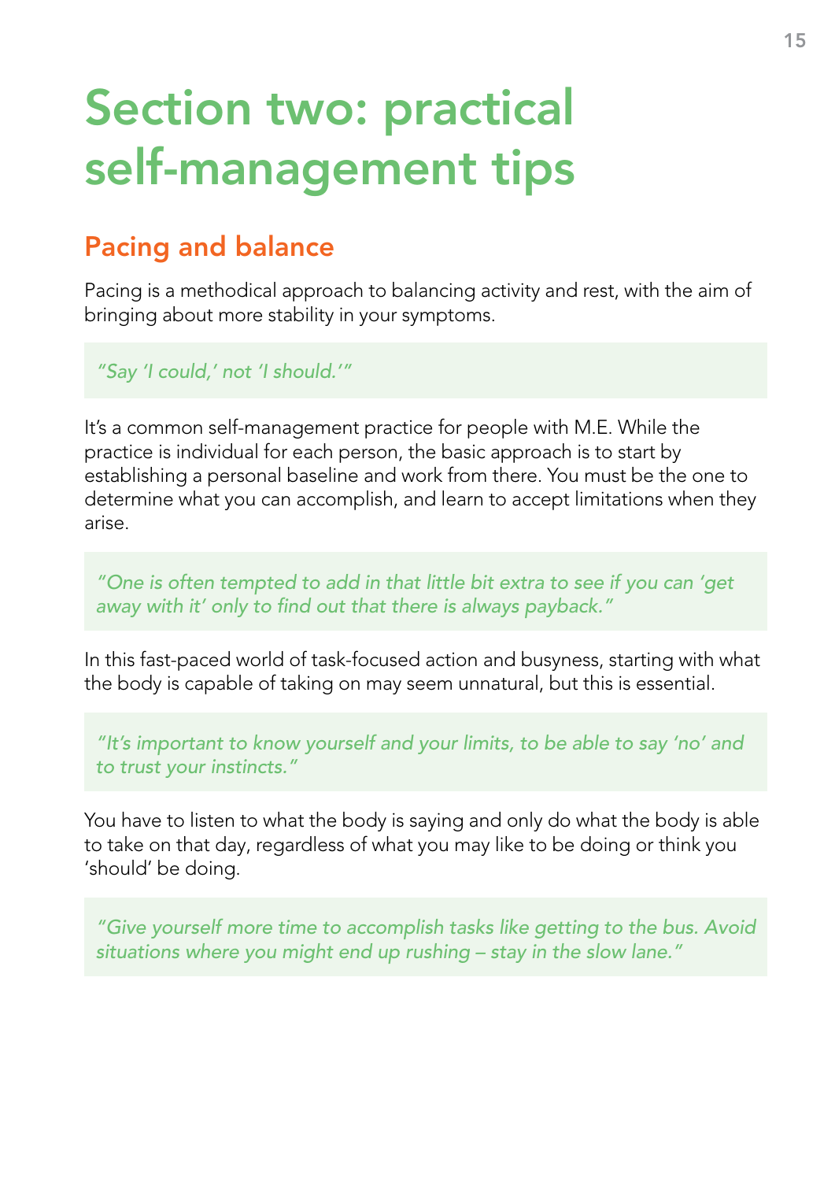# Section two: practical self-management tips

## Pacing and balance

Pacing is a methodical approach to balancing activity and rest, with the aim of bringing about more stability in your symptoms.

> *"Say 'I could,' not 'I should.'"*

It's a common self-management practice for people with M.E. While the practice is individual for each person, the basic approach is to start by establishing a personal baseline and work from there. You must be the one to determine what you can accomplish, and learn to accept limitations when they arise.

> *"One is often tempted to add in that little bit extra to see if you can 'get away with it' only to find out that there is always payback."*

In this fast-paced world of task-focused action and busyness, starting with what the body is capable of taking on may seem unnatural, but this is essential.

> *"It's important to know yourself and your limits, to be able to say 'no' and to trust your instincts."*

You have to listen to what the body is saying and only do what the body is able to take on that day, regardless of what you may like to be doing or think you 'should' be doing.

> *"Give yourself more time to accomplish tasks like getting to the bus. Avoid situations where you might end up rushing – stay in the slow lane."*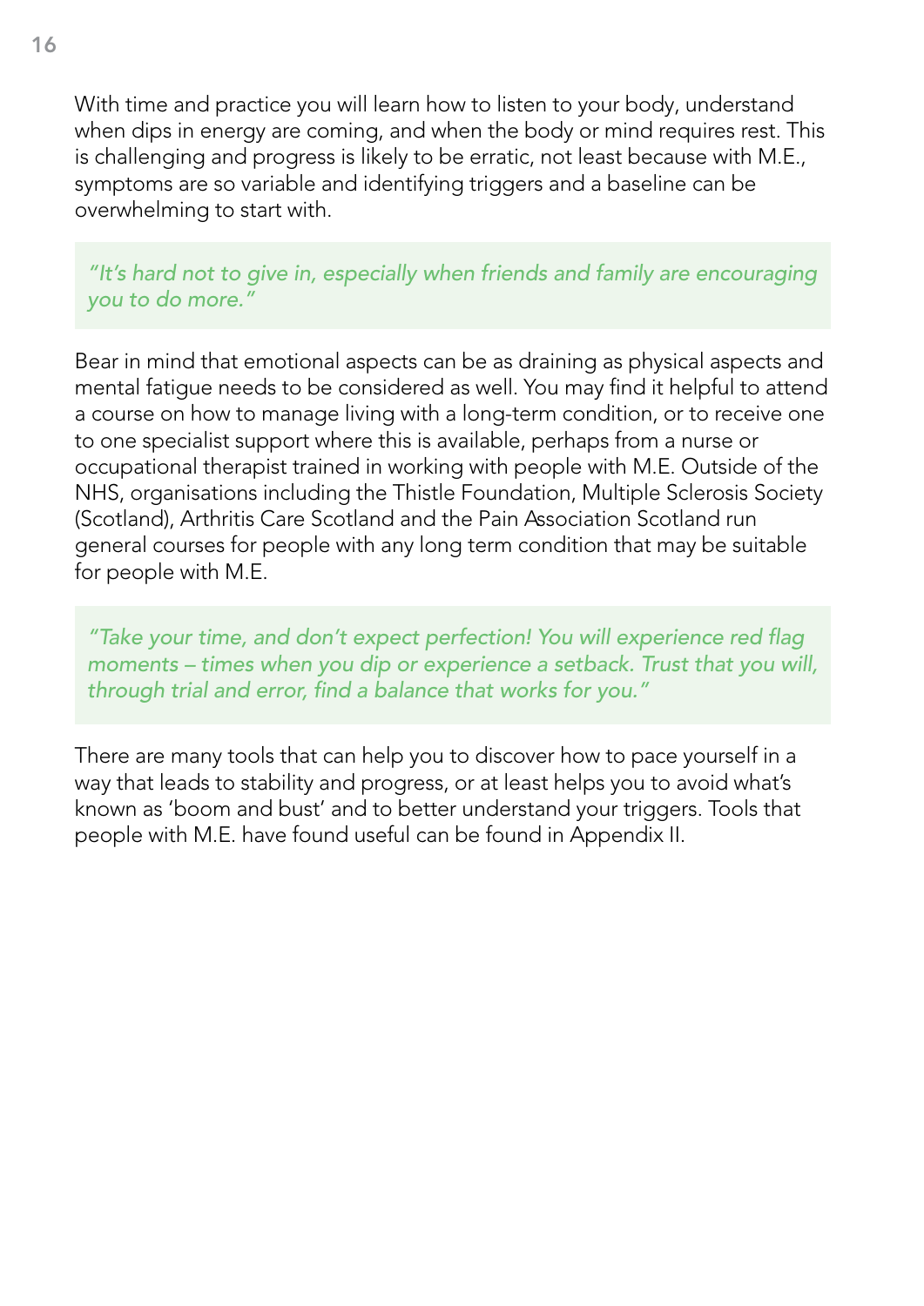With time and practice you will learn how to listen to your body, understand when dips in energy are coming, and when the body or mind requires rest. This is challenging and progress is likely to be erratic, not least because with M.E., symptoms are so variable and identifying triggers and a baseline can be overwhelming to start with.

> *"It's hard not to give in, especially when friends and family are encouraging you to do more."*

Bear in mind that emotional aspects can be as draining as physical aspects and mental fatigue needs to be considered as well. You may find it helpful to attend a course on how to manage living with a long-term condition, or to receive one to one specialist support where this is available, perhaps from a nurse or occupational therapist trained in working with people with M.E. Outside of the NHS, organisations including the Thistle Foundation, Multiple Sclerosis Society (Scotland), Arthritis Care Scotland and the Pain Association Scotland run general courses for people with any long term condition that may be suitable for people with M.E.

> *"Take your time, and don't expect perfection! You will experience red flag moments – times when you dip or experience a setback. Trust that you will, through trial and error, find a balance that works for you."*

There are many tools that can help you to discover how to pace yourself in a way that leads to stability and progress, or at least helps you to avoid what's known as 'boom and bust' and to better understand your triggers. Tools that people with M.E. have found useful can be found in Appendix II.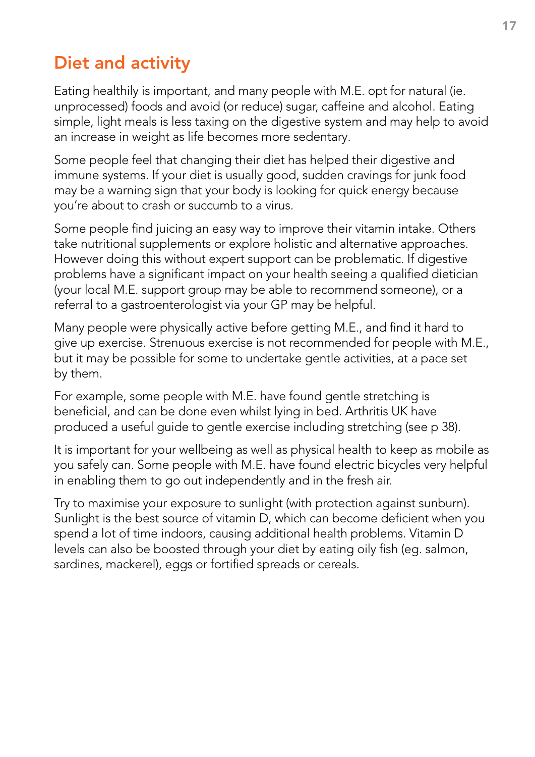## Diet and activity

Eating healthily is important, and many people with M.E. opt for natural (ie. unprocessed) foods and avoid (or reduce) sugar, caffeine and alcohol. Eating simple, light meals is less taxing on the digestive system and may help to avoid an increase in weight as life becomes more sedentary.

Some people feel that changing their diet has helped their digestive and immune systems. If your diet is usually good, sudden cravings for junk food may be a warning sign that your body is looking for quick energy because you're about to crash or succumb to a virus.

Some people find juicing an easy way to improve their vitamin intake. Others take nutritional supplements or explore holistic and alternative approaches. However doing this without expert support can be problematic. If digestive problems have a significant impact on your health seeing a qualified dietician (your local M.E. support group may be able to recommend someone), or a referral to a gastroenterologist via your GP may be helpful.

Many people were physically active before getting M.E., and find it hard to give up exercise. Strenuous exercise is not recommended for people with M.E., but it may be possible for some to undertake gentle activities, at a pace set by them.

For example, some people with M.E. have found gentle stretching is beneficial, and can be done even whilst lying in bed. Arthritis UK have produced a useful guide to gentle exercise including stretching (see p 38).

It is important for your wellbeing as well as physical health to keep as mobile as you safely can. Some people with M.E. have found electric bicycles very helpful in enabling them to go out independently and in the fresh air.

Try to maximise your exposure to sunlight (with protection against sunburn). Sunlight is the best source of vitamin D, which can become deficient when you spend a lot of time indoors, causing additional health problems. Vitamin D levels can also be boosted through your diet by eating oily fish (eg. salmon, sardines, mackerel), eggs or fortified spreads or cereals.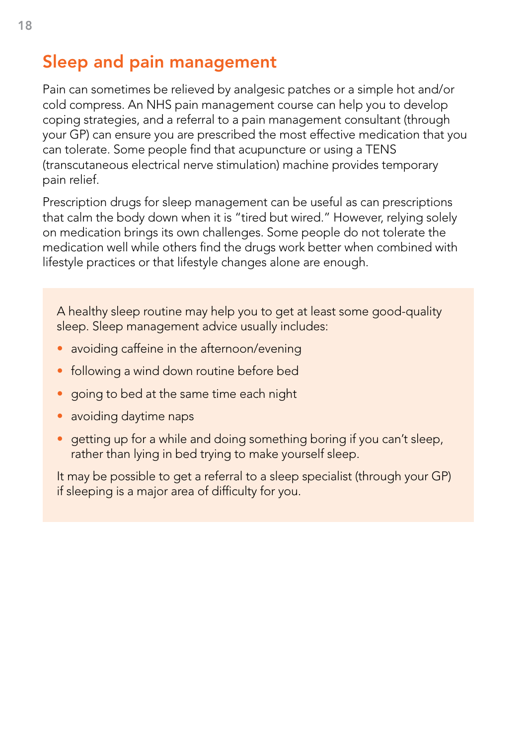## Sleep and pain management

Pain can sometimes be relieved by analgesic patches or a simple hot and/or cold compress. An NHS pain management course can help you to develop coping strategies, and a referral to a pain management consultant (through your GP) can ensure you are prescribed the most effective medication that you can tolerate. Some people find that acupuncture or using a TENS (transcutaneous electrical nerve stimulation) machine provides temporary pain relief.

Prescription drugs for sleep management can be useful as can prescriptions that calm the body down when it is "tired but wired." However, relying solely on medication brings its own challenges. Some people do not tolerate the medication well while others find the drugs work better when combined with lifestyle practices or that lifestyle changes alone are enough.

A healthy sleep routine may help you to get at least some good-quality sleep. Sleep management advice usually includes:

- avoiding caffeine in the afternoon/evening
- following a wind down routine before bed
- going to bed at the same time each night
- avoiding daytime naps
- getting up for a while and doing something boring if you can't sleep, rather than lying in bed trying to make yourself sleep.

It may be possible to get a referral to a sleep specialist (through your GP) if sleeping is a major area of difficulty for you.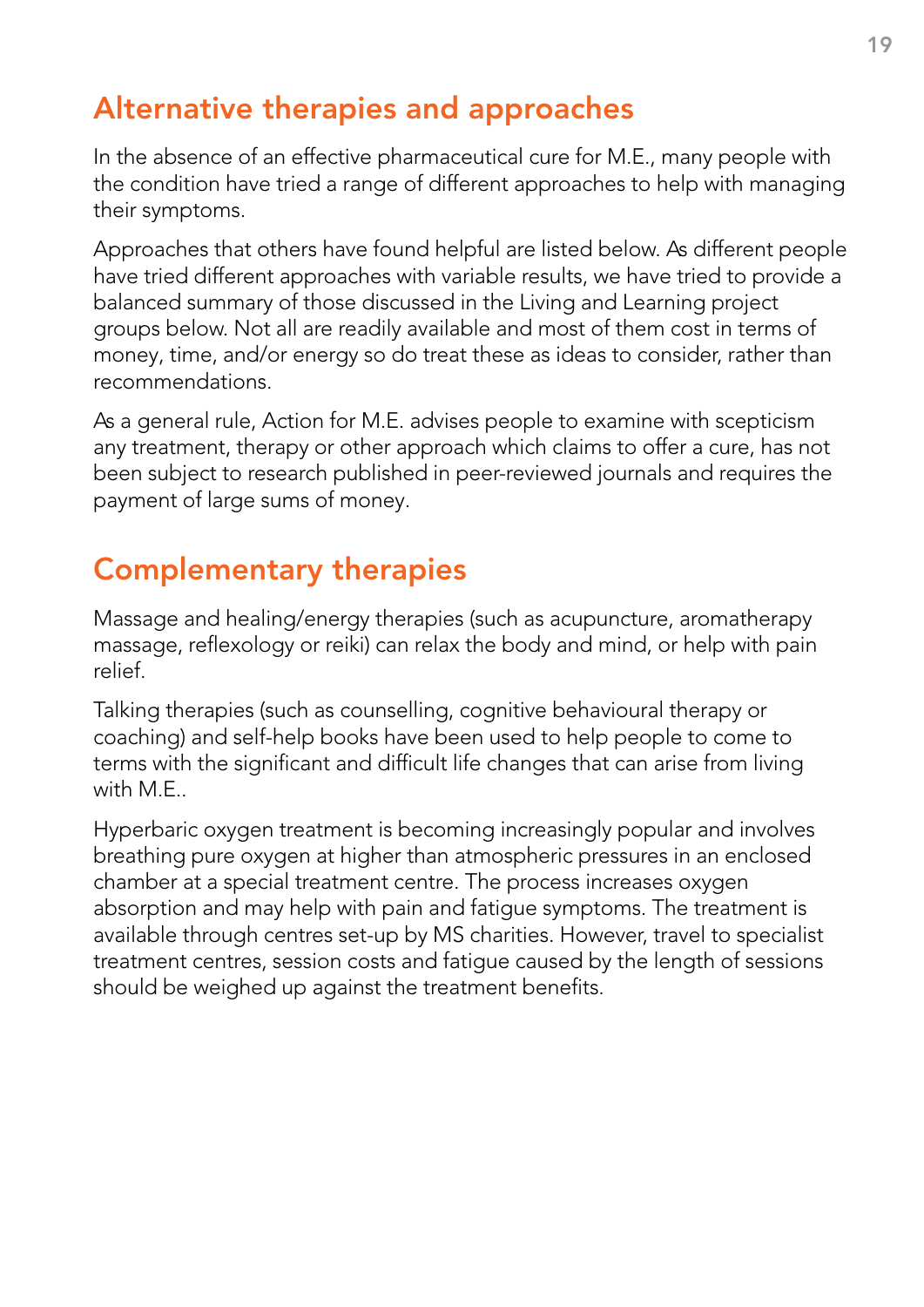## Alternative therapies and approaches

In the absence of an effective pharmaceutical cure for M.E., many people with the condition have tried a range of different approaches to help with managing their symptoms.

Approaches that others have found helpful are listed below. As different people have tried different approaches with variable results, we have tried to provide a balanced summary of those discussed in the Living and Learning project groups below. Not all are readily available and most of them cost in terms of money, time, and/or energy so do treat these as ideas to consider, rather than recommendations.

As a general rule, Action for M.E. advises people to examine with scepticism any treatment, therapy or other approach which claims to offer a cure, has not been subject to research published in peer-reviewed journals and requires the payment of large sums of money.

## Complementary therapies

Massage and healing/energy therapies (such as acupuncture, aromatherapy massage, reflexology or reiki) can relax the body and mind, or help with pain relief.

Talking therapies (such as counselling, cognitive behavioural therapy or coaching) and self-help books have been used to help people to come to terms with the significant and difficult life changes that can arise from living with M.E..

Hyperbaric oxygen treatment is becoming increasingly popular and involves breathing pure oxygen at higher than atmospheric pressures in an enclosed chamber at a special treatment centre. The process increases oxygen absorption and may help with pain and fatigue symptoms. The treatment is available through centres set-up by MS charities. However, travel to specialist treatment centres, session costs and fatigue caused by the length of sessions should be weighed up against the treatment benefits.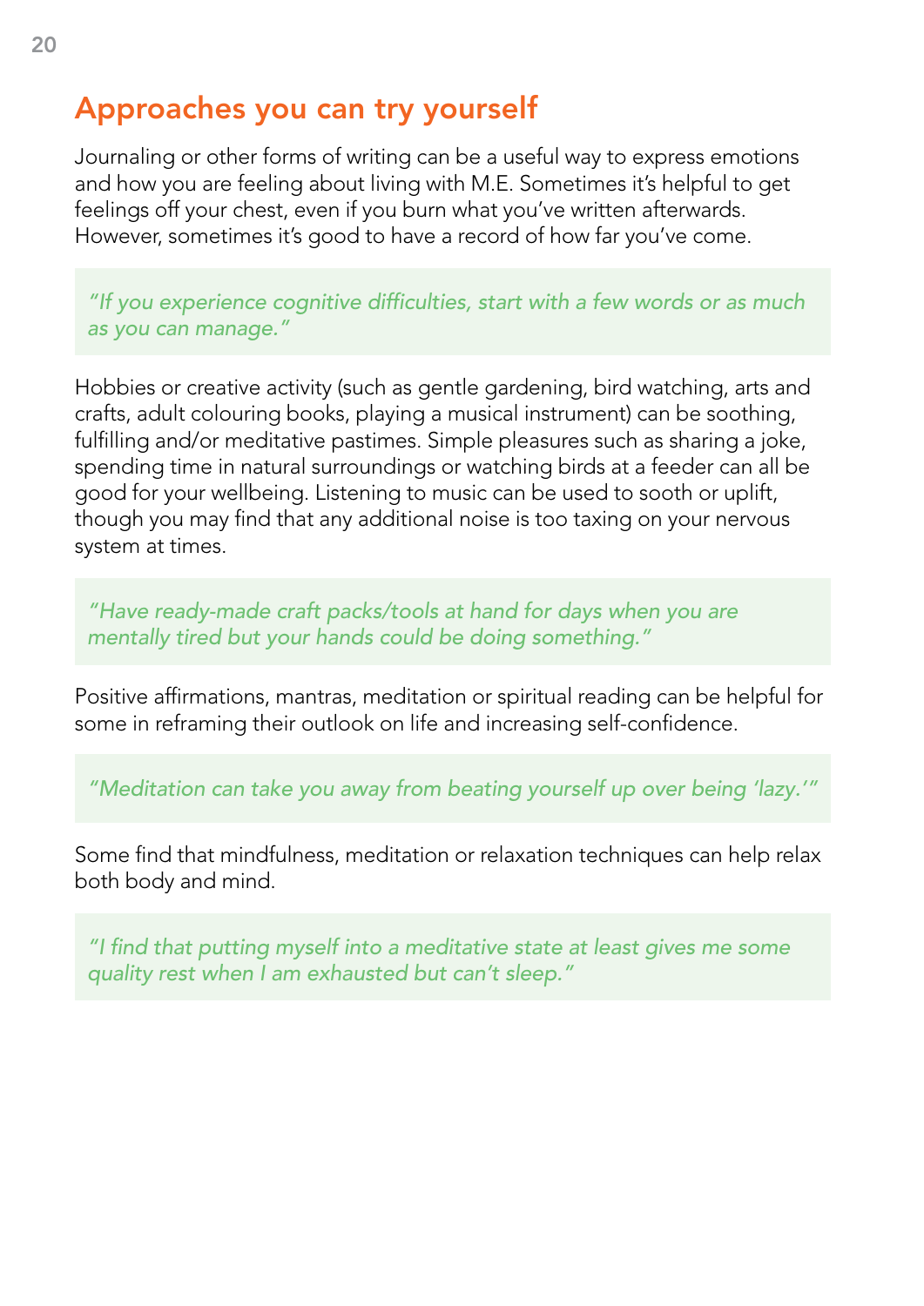## Approaches you can try yourself

Journaling or other forms of writing can be a useful way to express emotions and how you are feeling about living with M.E. Sometimes it's helpful to get feelings off your chest, even if you burn what you've written afterwards. However, sometimes it's good to have a record of how far you've come.

> *"If you experience cognitive difficulties, start with a few words or as much as you can manage."*

Hobbies or creative activity (such as gentle gardening, bird watching, arts and crafts, adult colouring books, playing a musical instrument) can be soothing, fulfilling and/or meditative pastimes. Simple pleasures such as sharing a joke, spending time in natural surroundings or watching birds at a feeder can all be good for your wellbeing. Listening to music can be used to sooth or uplift, though you may find that any additional noise is too taxing on your nervous system at times.

> *"Have ready-made craft packs/tools at hand for days when you are mentally tired but your hands could be doing something."*

Positive affirmations, mantras, meditation or spiritual reading can be helpful for some in reframing their outlook on life and increasing self-confidence.

> *"Meditation can take you away from beating yourself up over being 'lazy.'"*

Some find that mindfulness, meditation or relaxation techniques can help relax both body and mind.

> *"I find that putting myself into a meditative state at least gives me some quality rest when I am exhausted but can't sleep."*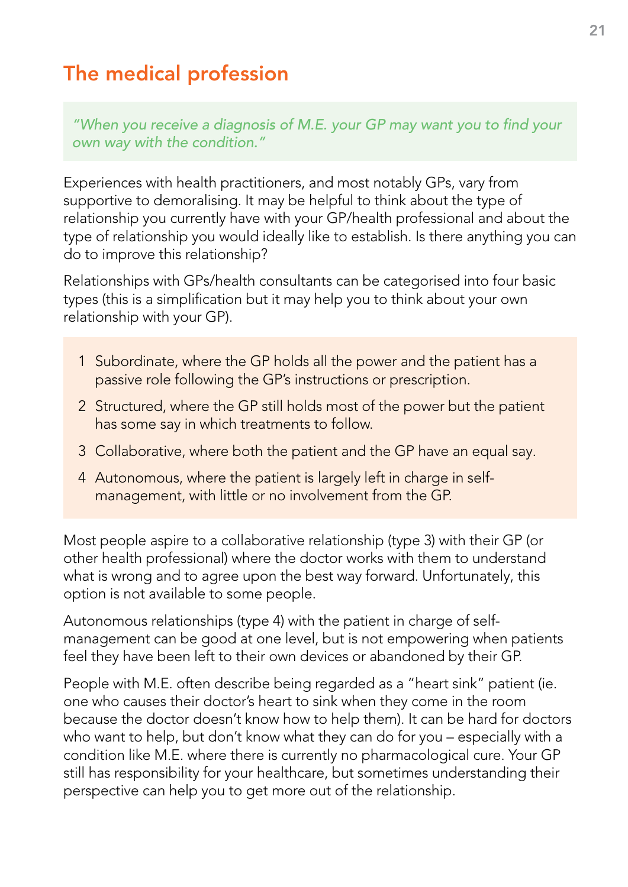## The medical profession

*"When you receive a diagnosis of M.E. your GP may want you to find your own way with the condition."*

Experiences with health practitioners, and most notably GPs, vary from supportive to demoralising. It may be helpful to think about the type of relationship you currently have with your GP/health professional and about the type of relationship you would ideally like to establish. Is there anything you can do to improve this relationship?

Relationships with GPs/health consultants can be categorised into four basic types (this is a simplification but it may help you to think about your own relationship with your GP).

1. Subordinate, where the GP holds all the power and the patient has a passive role following the GP's instructions or prescription.
2. Structured, where the GP still holds most of the power but the patient has some say in which treatments to follow.
3. Collaborative, where both the patient and the GP have an equal say.
4. Autonomous, where the patient is largely left in charge in self-management, with little or no involvement from the GP.

Most people aspire to a collaborative relationship (type 3) with their GP (or other health professional) where the doctor works with them to understand what is wrong and to agree upon the best way forward. Unfortunately, this option is not available to some people.

Autonomous relationships (type 4) with the patient in charge of self-management can be good at one level, but is not empowering when patients feel they have been left to their own devices or abandoned by their GP.

People with M.E. often describe being regarded as a "heart sink" patient (ie. one who causes their doctor's heart to sink when they come in the room because the doctor doesn't know how to help them). It can be hard for doctors who want to help, but don't know what they can do for you – especially with a condition like M.E. where there is currently no pharmacological cure. Your GP still has responsibility for your healthcare, but sometimes understanding their perspective can help you to get more out of the relationship.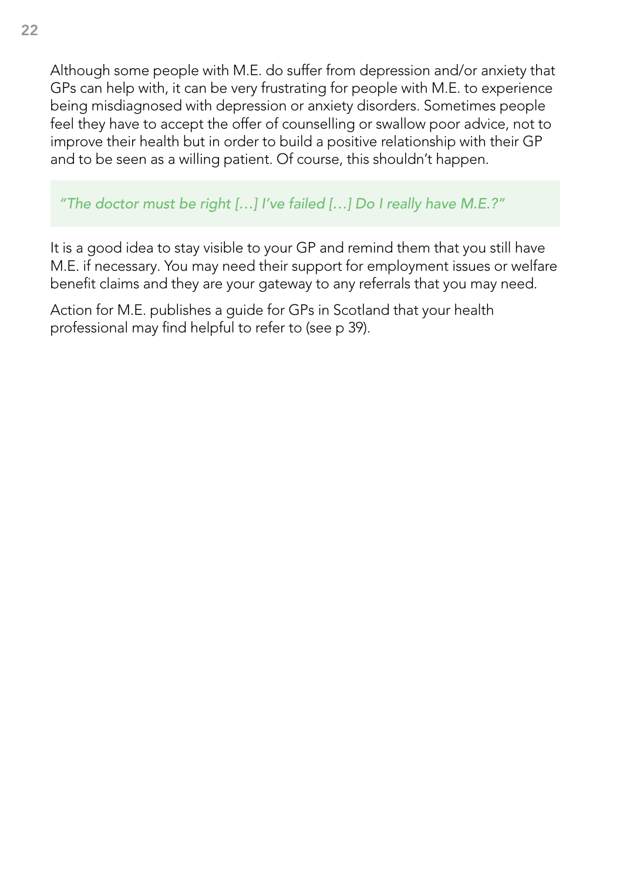Although some people with M.E. do suffer from depression and/or anxiety that GPs can help with, it can be very frustrating for people with M.E. to experience being misdiagnosed with depression or anxiety disorders. Sometimes people feel they have to accept the offer of counselling or swallow poor advice, not to improve their health but in order to build a positive relationship with their GP and to be seen as a willing patient. Of course, this shouldn't happen.

> *"The doctor must be right […] I've failed […] Do I really have M.E.?"*

It is a good idea to stay visible to your GP and remind them that you still have M.E. if necessary. You may need their support for employment issues or welfare benefit claims and they are your gateway to any referrals that you may need.

Action for M.E. publishes a guide for GPs in Scotland that your health professional may find helpful to refer to (see p 39).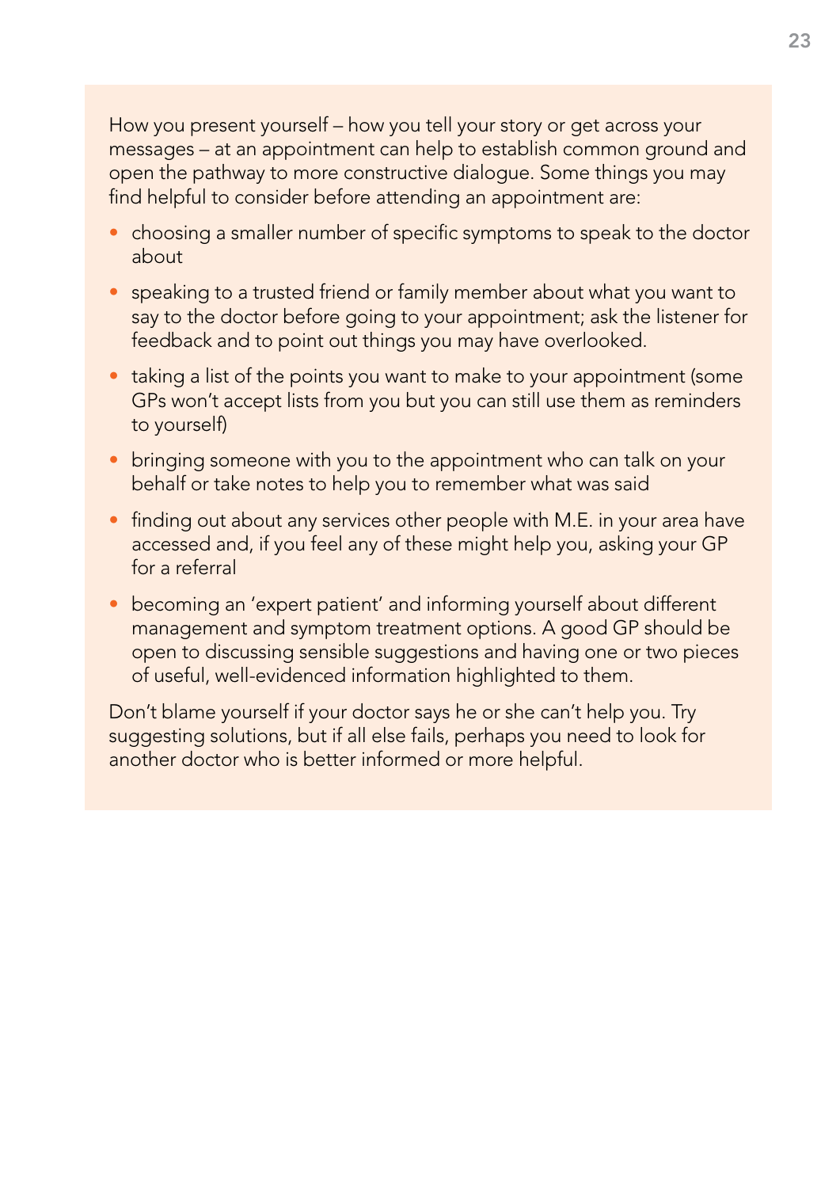How you present yourself – how you tell your story or get across your messages – at an appointment can help to establish common ground and open the pathway to more constructive dialogue. Some things you may find helpful to consider before attending an appointment are:

- choosing a smaller number of specific symptoms to speak to the doctor about
- speaking to a trusted friend or family member about what you want to say to the doctor before going to your appointment; ask the listener for feedback and to point out things you may have overlooked.
- taking a list of the points you want to make to your appointment (some GPs won't accept lists from you but you can still use them as reminders to yourself)
- bringing someone with you to the appointment who can talk on your behalf or take notes to help you to remember what was said
- finding out about any services other people with M.E. in your area have accessed and, if you feel any of these might help you, asking your GP for a referral
- becoming an 'expert patient' and informing yourself about different management and symptom treatment options. A good GP should be open to discussing sensible suggestions and having one or two pieces of useful, well-evidenced information highlighted to them.

Don't blame yourself if your doctor says he or she can't help you. Try suggesting solutions, but if all else fails, perhaps you need to look for another doctor who is better informed or more helpful.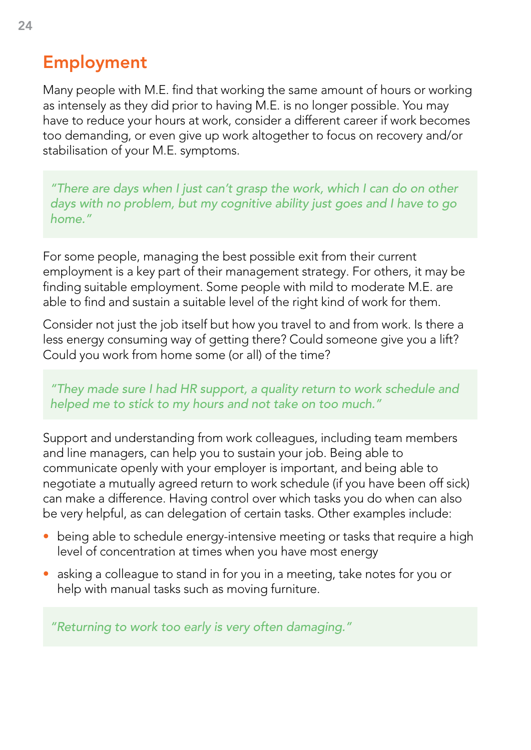## Employment

Many people with M.E. find that working the same amount of hours or working as intensely as they did prior to having M.E. is no longer possible. You may have to reduce your hours at work, consider a different career if work becomes too demanding, or even give up work altogether to focus on recovery and/or stabilisation of your M.E. symptoms.

> *"There are days when I just can't grasp the work, which I can do on other days with no problem, but my cognitive ability just goes and I have to go home."*

For some people, managing the best possible exit from their current employment is a key part of their management strategy. For others, it may be finding suitable employment. Some people with mild to moderate M.E. are able to find and sustain a suitable level of the right kind of work for them.

Consider not just the job itself but how you travel to and from work. Is there a less energy consuming way of getting there? Could someone give you a lift? Could you work from home some (or all) of the time?

> *"They made sure I had HR support, a quality return to work schedule and helped me to stick to my hours and not take on too much."*

Support and understanding from work colleagues, including team members and line managers, can help you to sustain your job. Being able to communicate openly with your employer is important, and being able to negotiate a mutually agreed return to work schedule (if you have been off sick) can make a difference. Having control over which tasks you do when can also be very helpful, as can delegation of certain tasks. Other examples include:

- being able to schedule energy-intensive meeting or tasks that require a high level of concentration at times when you have most energy
- asking a colleague to stand in for you in a meeting, take notes for you or help with manual tasks such as moving furniture.

> *"Returning to work too early is very often damaging."*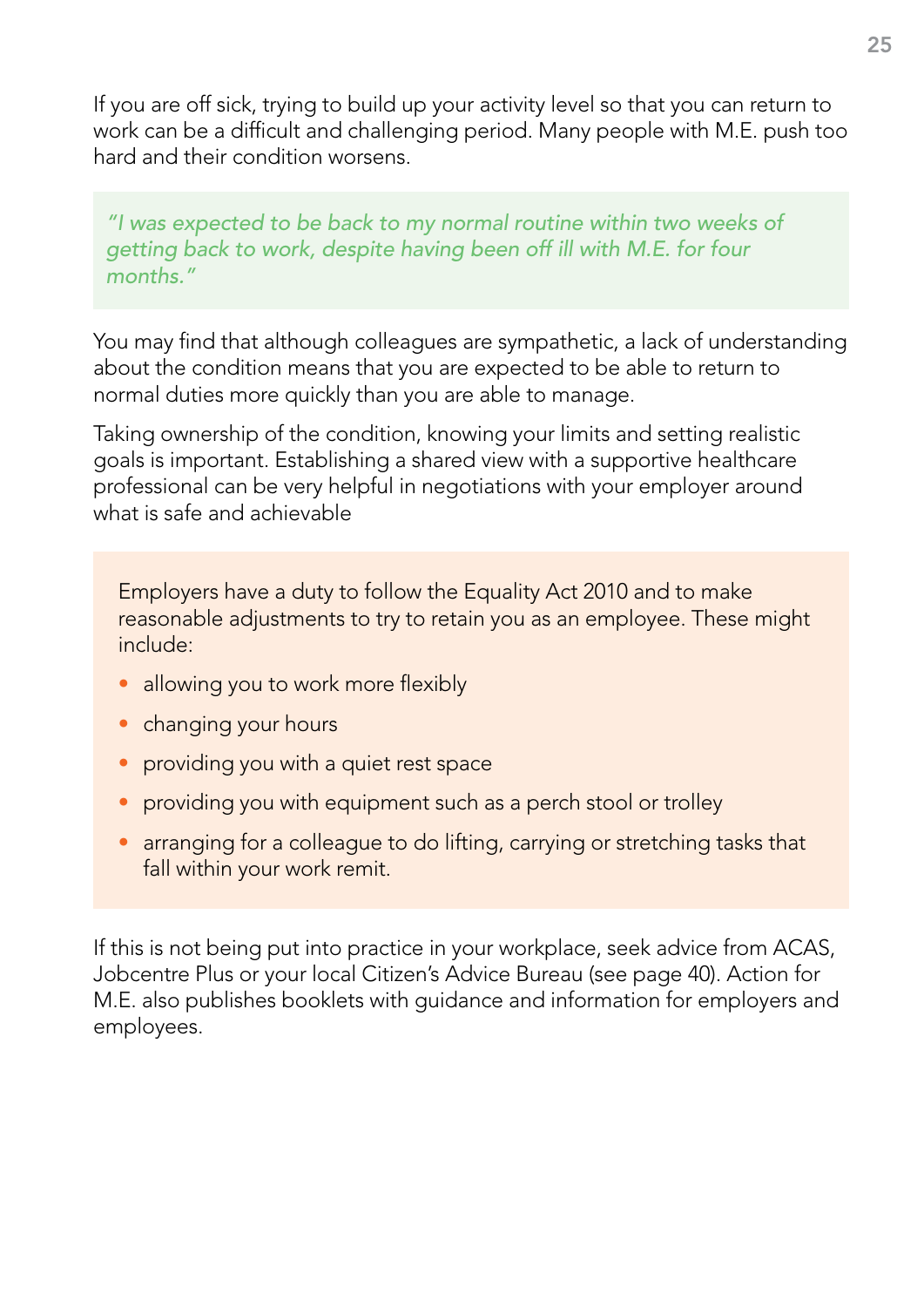If you are off sick, trying to build up your activity level so that you can return to work can be a difficult and challenging period. Many people with M.E. push too hard and their condition worsens.

> *"I was expected to be back to my normal routine within two weeks of getting back to work, despite having been off ill with M.E. for four months."*

You may find that although colleagues are sympathetic, a lack of understanding about the condition means that you are expected to be able to return to normal duties more quickly than you are able to manage.

Taking ownership of the condition, knowing your limits and setting realistic goals is important. Establishing a shared view with a supportive healthcare professional can be very helpful in negotiations with your employer around what is safe and achievable

Employers have a duty to follow the Equality Act 2010 and to make reasonable adjustments to try to retain you as an employee. These might include:

- allowing you to work more flexibly
- changing your hours
- providing you with a quiet rest space
- providing you with equipment such as a perch stool or trolley
- arranging for a colleague to do lifting, carrying or stretching tasks that fall within your work remit.

If this is not being put into practice in your workplace, seek advice from ACAS, Jobcentre Plus or your local Citizen's Advice Bureau (see page 40). Action for M.E. also publishes booklets with guidance and information for employers and employees.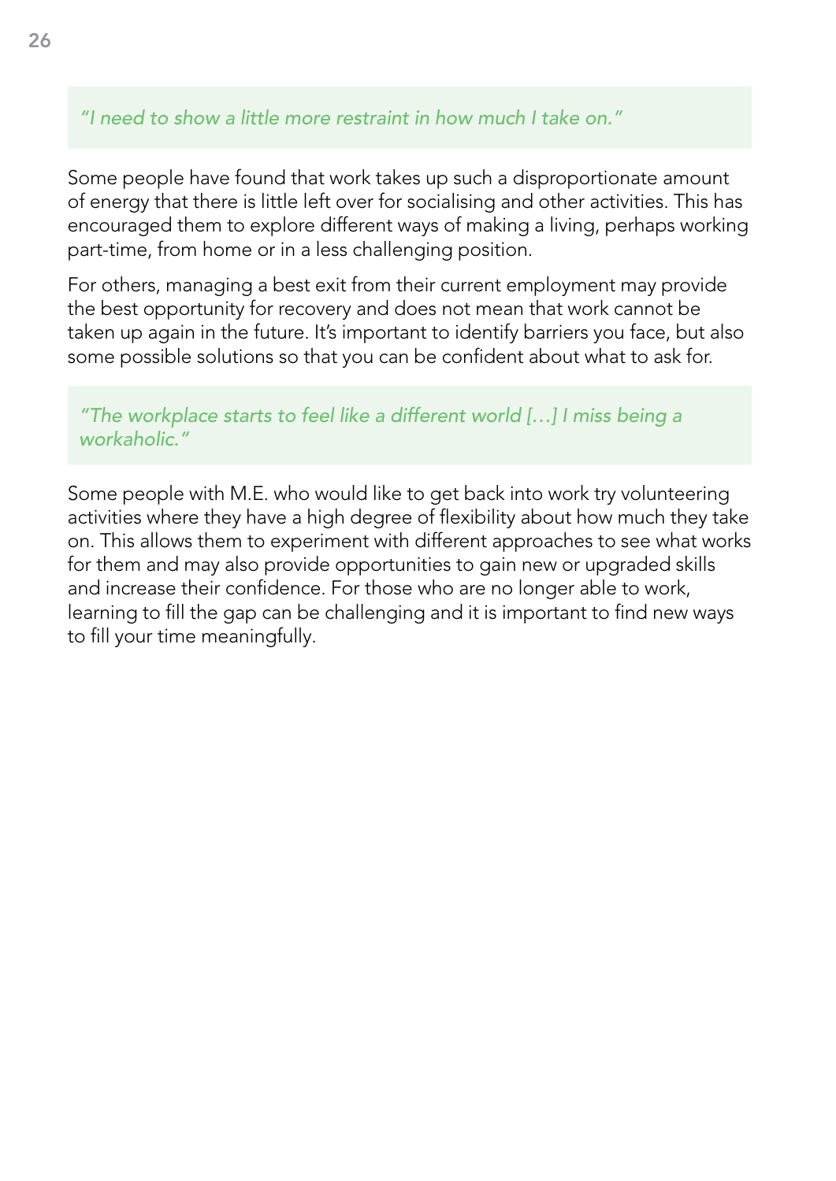> *"I need to show a little more restraint in how much I take on."*

Some people have found that work takes up such a disproportionate amount of energy that there is little left over for socialising and other activities. This has encouraged them to explore different ways of making a living, perhaps working part-time, from home or in a less challenging position.

For others, managing a best exit from their current employment may provide the best opportunity for recovery and does not mean that work cannot be taken up again in the future. It's important to identify barriers you face, but also some possible solutions so that you can be confident about what to ask for.

> *"The workplace starts to feel like a different world [...] I miss being a workaholic."*

Some people with M.E. who would like to get back into work try volunteering activities where they have a high degree of flexibility about how much they take on. This allows them to experiment with different approaches to see what works for them and may also provide opportunities to gain new or upgraded skills and increase their confidence. For those who are no longer able to work, learning to fill the gap can be challenging and it is important to find new ways to fill your time meaningfully.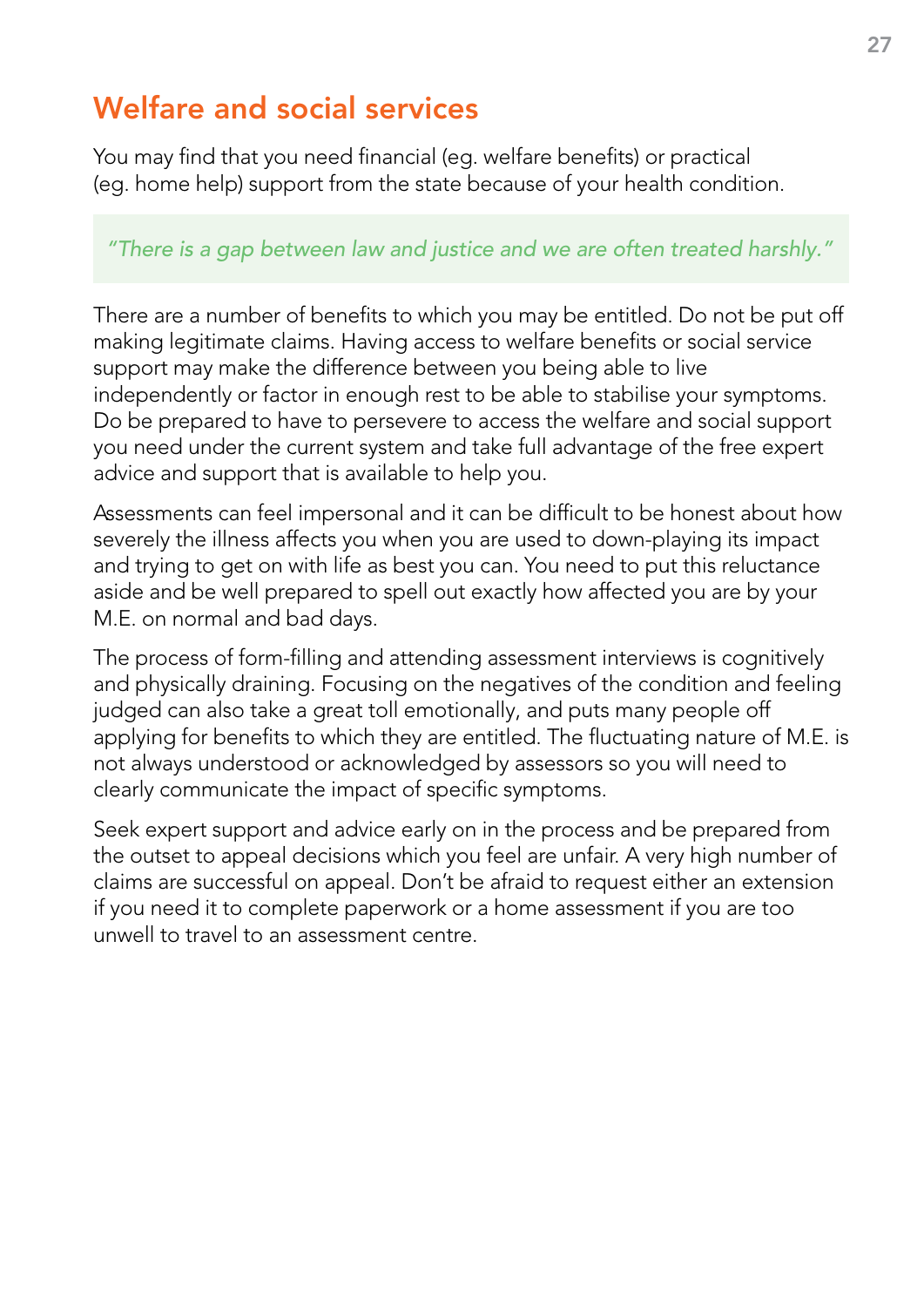## Welfare and social services

You may find that you need financial (eg. welfare benefits) or practical (eg. home help) support from the state because of your health condition.

> *"There is a gap between law and justice and we are often treated harshly."*

There are a number of benefits to which you may be entitled. Do not be put off making legitimate claims. Having access to welfare benefits or social service support may make the difference between you being able to live independently or factor in enough rest to be able to stabilise your symptoms. Do be prepared to have to persevere to access the welfare and social support you need under the current system and take full advantage of the free expert advice and support that is available to help you.

Assessments can feel impersonal and it can be difficult to be honest about how severely the illness affects you when you are used to down-playing its impact and trying to get on with life as best you can. You need to put this reluctance aside and be well prepared to spell out exactly how affected you are by your M.E. on normal and bad days.

The process of form-filling and attending assessment interviews is cognitively and physically draining. Focusing on the negatives of the condition and feeling judged can also take a great toll emotionally, and puts many people off applying for benefits to which they are entitled. The fluctuating nature of M.E. is not always understood or acknowledged by assessors so you will need to clearly communicate the impact of specific symptoms.

Seek expert support and advice early on in the process and be prepared from the outset to appeal decisions which you feel are unfair. A very high number of claims are successful on appeal. Don't be afraid to request either an extension if you need it to complete paperwork or a home assessment if you are too unwell to travel to an assessment centre.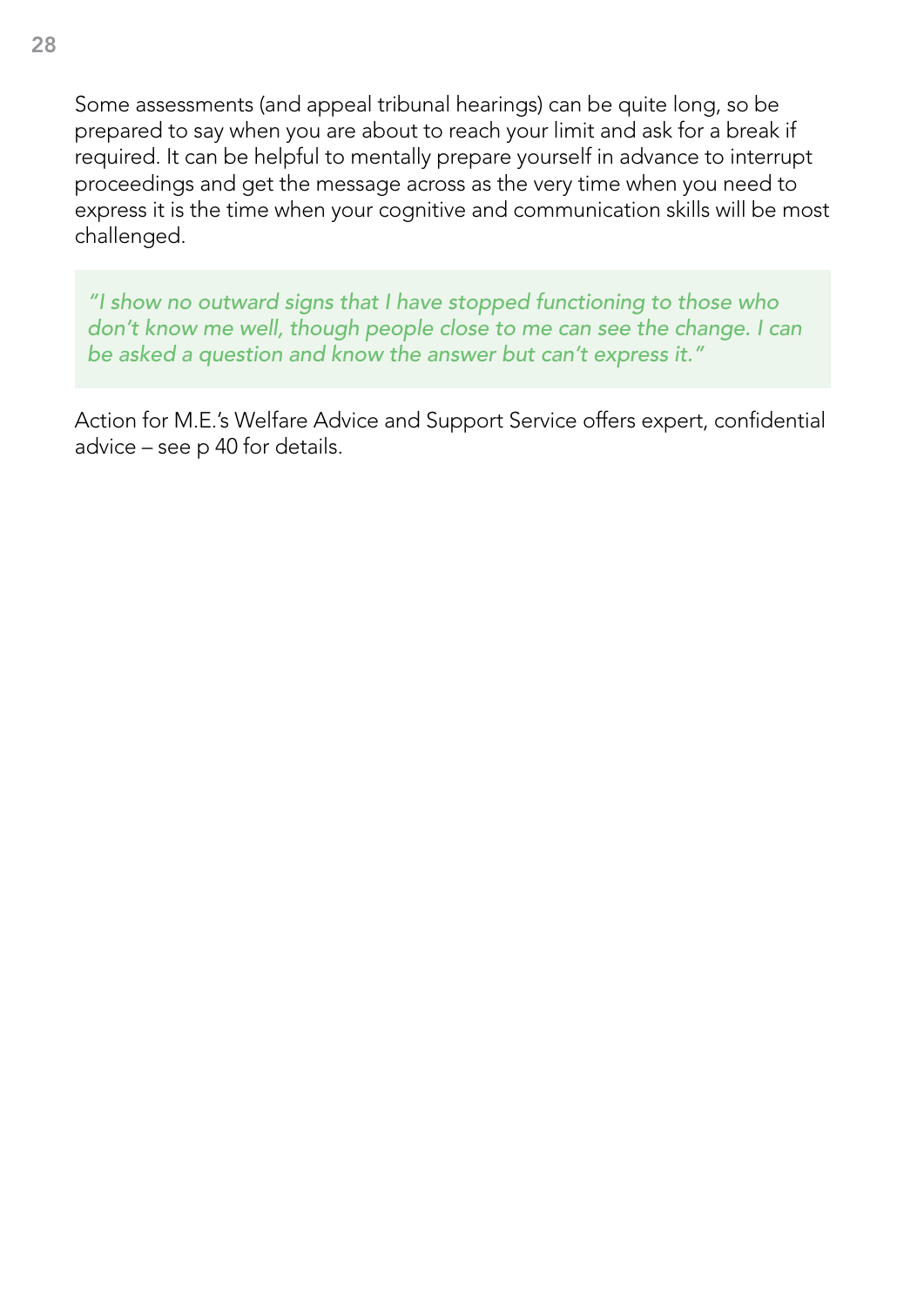Some assessments (and appeal tribunal hearings) can be quite long, so be prepared to say when you are about to reach your limit and ask for a break if required. It can be helpful to mentally prepare yourself in advance to interrupt proceedings and get the message across as the very time when you need to express it is the time when your cognitive and communication skills will be most challenged.

> *"I show no outward signs that I have stopped functioning to those who don't know me well, though people close to me can see the change. I can be asked a question and know the answer but can't express it."*

Action for M.E.'s Welfare Advice and Support Service offers expert, confidential advice – see p 40 for details.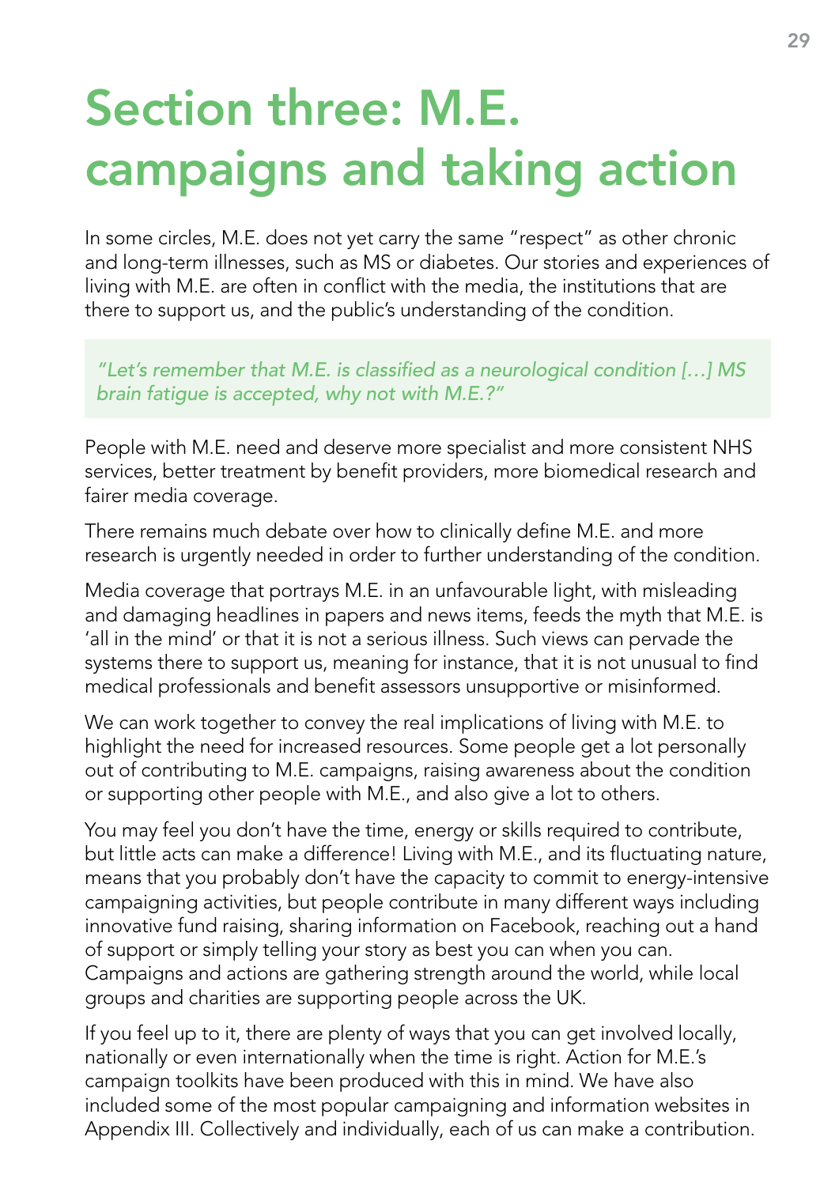# Section three: M.E. campaigns and taking action

In some circles, M.E. does not yet carry the same "respect" as other chronic and long-term illnesses, such as MS or diabetes. Our stories and experiences of living with M.E. are often in conflict with the media, the institutions that are there to support us, and the public's understanding of the condition.

> *"Let's remember that M.E. is classified as a neurological condition […] MS brain fatigue is accepted, why not with M.E.?"*

People with M.E. need and deserve more specialist and more consistent NHS services, better treatment by benefit providers, more biomedical research and fairer media coverage.

There remains much debate over how to clinically define M.E. and more research is urgently needed in order to further understanding of the condition.

Media coverage that portrays M.E. in an unfavourable light, with misleading and damaging headlines in papers and news items, feeds the myth that M.E. is 'all in the mind' or that it is not a serious illness. Such views can pervade the systems there to support us, meaning for instance, that it is not unusual to find medical professionals and benefit assessors unsupportive or misinformed.

We can work together to convey the real implications of living with M.E. to highlight the need for increased resources. Some people get a lot personally out of contributing to M.E. campaigns, raising awareness about the condition or supporting other people with M.E., and also give a lot to others.

You may feel you don't have the time, energy or skills required to contribute, but little acts can make a difference! Living with M.E., and its fluctuating nature, means that you probably don't have the capacity to commit to energy-intensive campaigning activities, but people contribute in many different ways including innovative fund raising, sharing information on Facebook, reaching out a hand of support or simply telling your story as best you can when you can. Campaigns and actions are gathering strength around the world, while local groups and charities are supporting people across the UK.

If you feel up to it, there are plenty of ways that you can get involved locally, nationally or even internationally when the time is right. Action for M.E.'s campaign toolkits have been produced with this in mind. We have also included some of the most popular campaigning and information websites in Appendix III. Collectively and individually, each of us can make a contribution.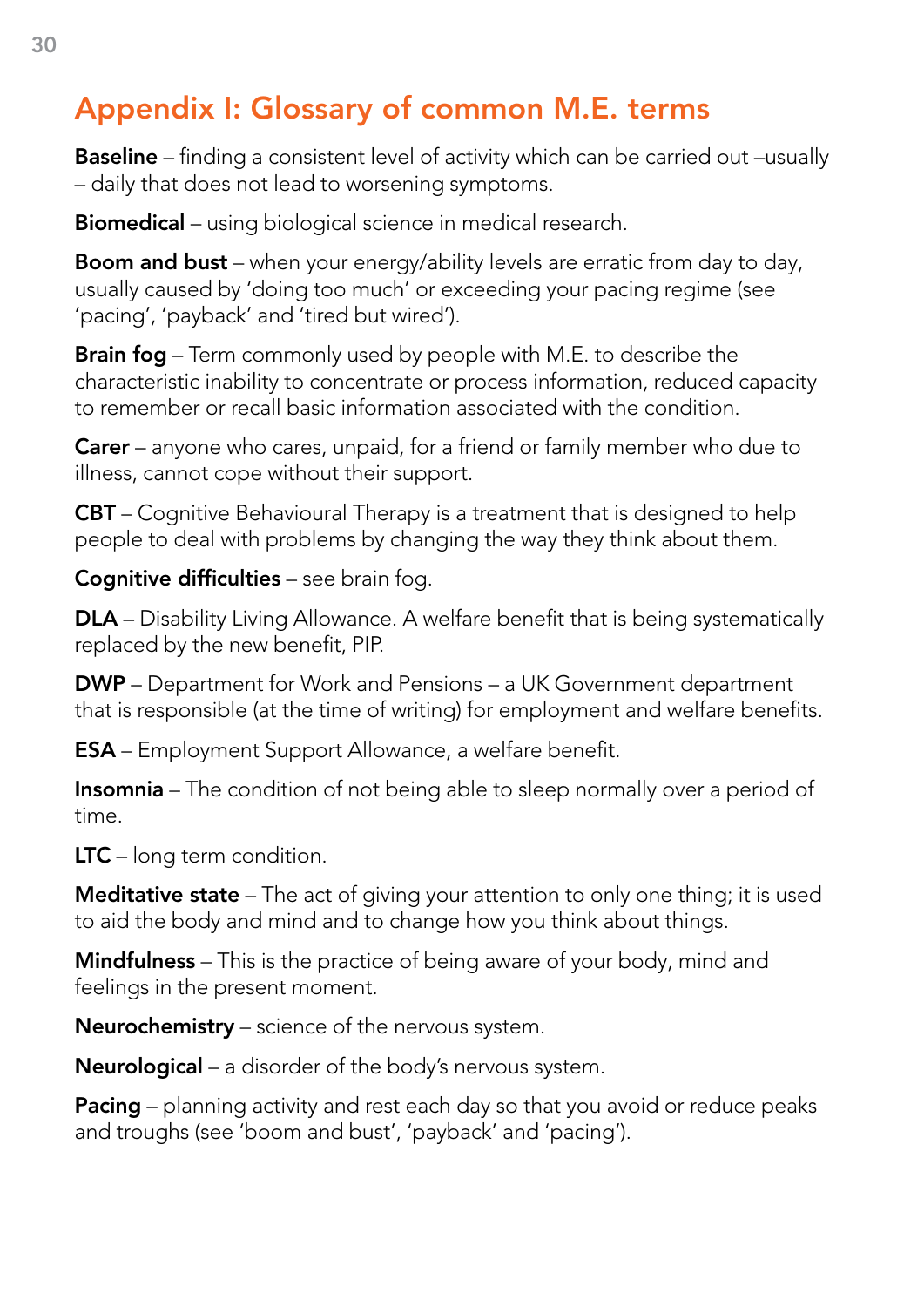# Appendix I: Glossary of common M.E. terms

**Baseline** – finding a consistent level of activity which can be carried out –usually – daily that does not lead to worsening symptoms.

**Biomedical** – using biological science in medical research.

**Boom and bust** – when your energy/ability levels are erratic from day to day, usually caused by 'doing too much' or exceeding your pacing regime (see 'pacing', 'payback' and 'tired but wired').

**Brain fog** – Term commonly used by people with M.E. to describe the characteristic inability to concentrate or process information, reduced capacity to remember or recall basic information associated with the condition.

**Carer** – anyone who cares, unpaid, for a friend or family member who due to illness, cannot cope without their support.

**CBT** – Cognitive Behavioural Therapy is a treatment that is designed to help people to deal with problems by changing the way they think about them.

**Cognitive difficulties** – see brain fog.

**DLA** – Disability Living Allowance. A welfare benefit that is being systematically replaced by the new benefit, PIP.

**DWP** – Department for Work and Pensions – a UK Government department that is responsible (at the time of writing) for employment and welfare benefits.

**ESA** – Employment Support Allowance, a welfare benefit.

**Insomnia** – The condition of not being able to sleep normally over a period of time.

**LTC** – long term condition.

**Meditative state** – The act of giving your attention to only one thing; it is used to aid the body and mind and to change how you think about things.

**Mindfulness** – This is the practice of being aware of your body, mind and feelings in the present moment.

**Neurochemistry** – science of the nervous system.

**Neurological** – a disorder of the body's nervous system.

**Pacing** – planning activity and rest each day so that you avoid or reduce peaks and troughs (see 'boom and bust', 'payback' and 'pacing').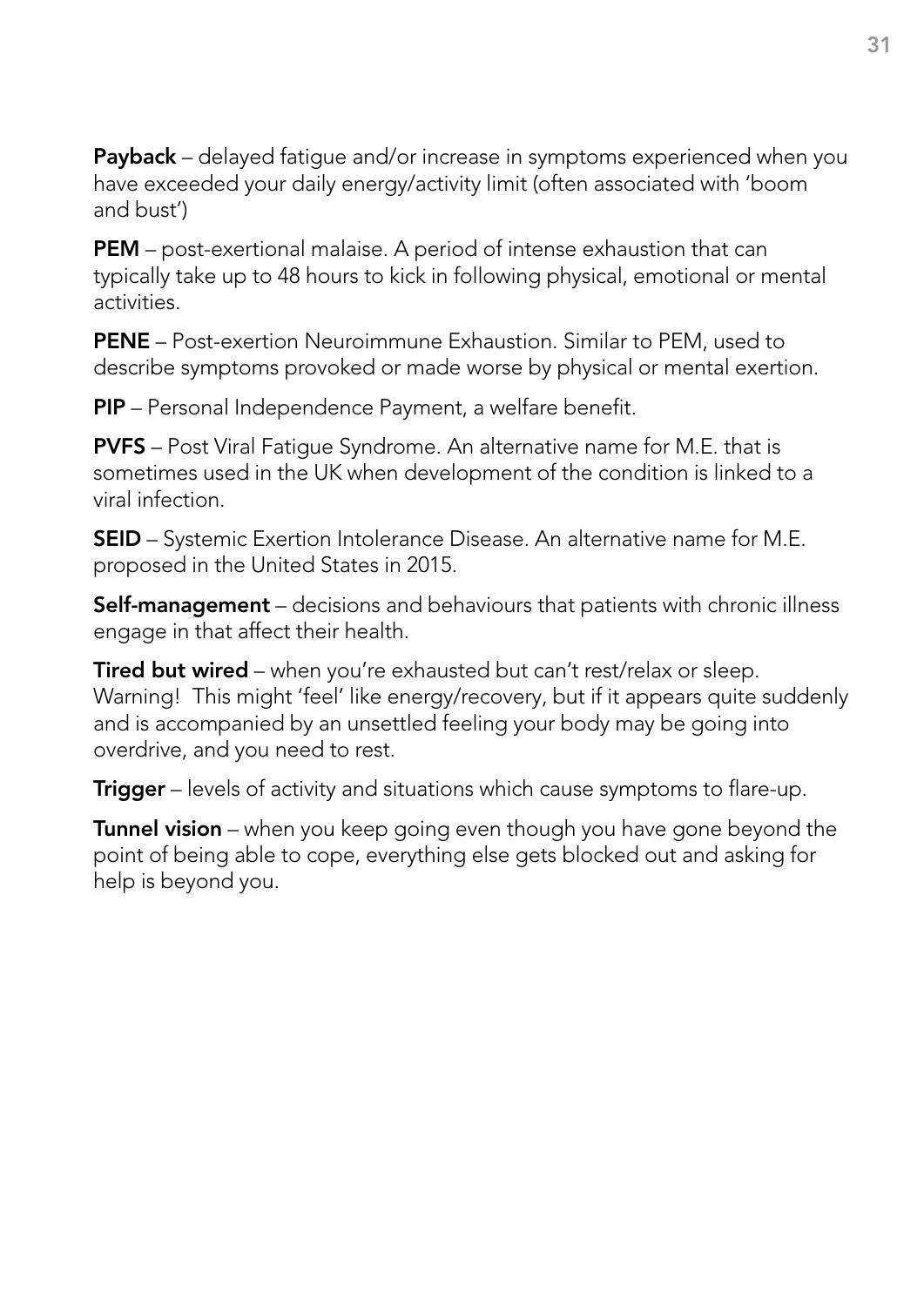**Payback** – delayed fatigue and/or increase in symptoms experienced when you have exceeded your daily energy/activity limit (often associated with 'boom and bust')

**PEM** – post-exertional malaise. A period of intense exhaustion that can typically take up to 48 hours to kick in following physical, emotional or mental activities.

**PENE** – Post-exertion Neuroimmune Exhaustion. Similar to PEM, used to describe symptoms provoked or made worse by physical or mental exertion.

**PIP** – Personal Independence Payment, a welfare benefit.

**PVFS** – Post Viral Fatigue Syndrome. An alternative name for M.E. that is sometimes used in the UK when development of the condition is linked to a viral infection.

**SEID** – Systemic Exertion Intolerance Disease. An alternative name for M.E. proposed in the United States in 2015.

**Self-management** – decisions and behaviours that patients with chronic illness engage in that affect their health.

**Tired but wired** – when you're exhausted but can't rest/relax or sleep. Warning! This might 'feel' like energy/recovery, but if it appears quite suddenly and is accompanied by an unsettled feeling your body may be going into overdrive, and you need to rest.

**Trigger** – levels of activity and situations which cause symptoms to flare-up.

**Tunnel vision** – when you keep going even though you have gone beyond the point of being able to cope, everything else gets blocked out and asking for help is beyond you.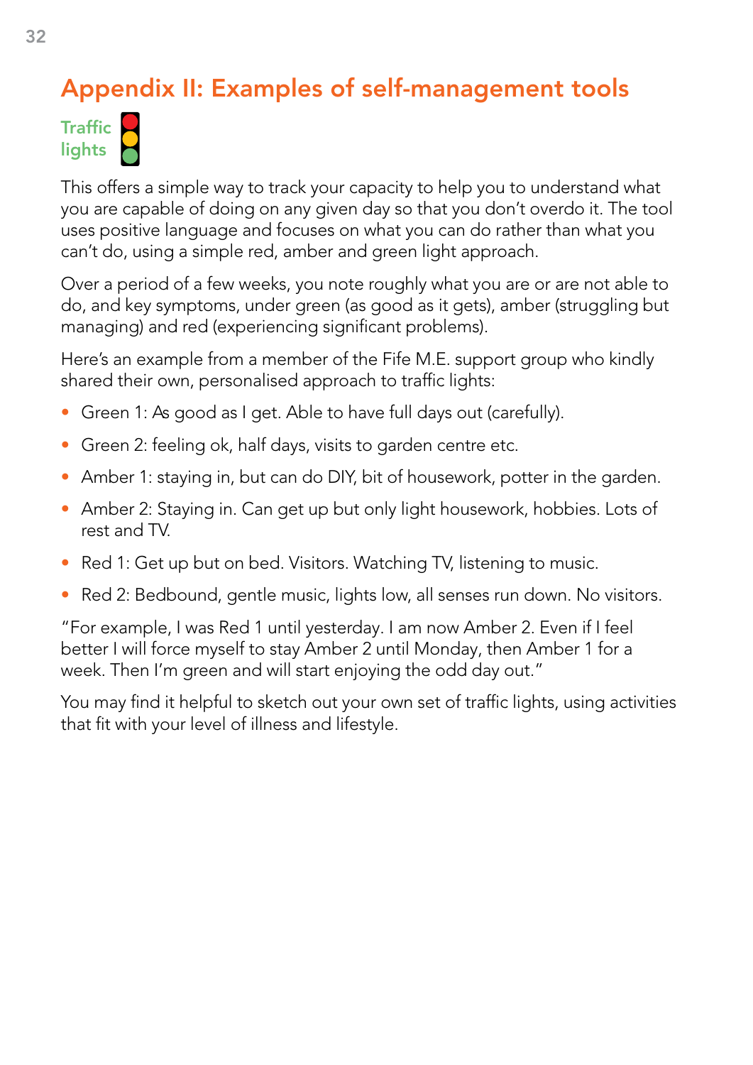# Appendix II: Examples of self-management tools

## Traffic lights

This offers a simple way to track your capacity to help you to understand what you are capable of doing on any given day so that you don't overdo it. The tool uses positive language and focuses on what you can do rather than what you can't do, using a simple red, amber and green light approach.

Over a period of a few weeks, you note roughly what you are or are not able to do, and key symptoms, under green (as good as it gets), amber (struggling but managing) and red (experiencing significant problems).

Here's an example from a member of the Fife M.E. support group who kindly shared their own, personalised approach to traffic lights:

- Green 1: As good as I get. Able to have full days out (carefully).
- Green 2: feeling ok, half days, visits to garden centre etc.
- Amber 1: staying in, but can do DIY, bit of housework, potter in the garden.
- Amber 2: Staying in. Can get up but only light housework, hobbies. Lots of rest and TV.
- Red 1: Get up but on bed. Visitors. Watching TV, listening to music.
- Red 2: Bedbound, gentle music, lights low, all senses run down. No visitors.

"For example, I was Red 1 until yesterday. I am now Amber 2. Even if I feel better I will force myself to stay Amber 2 until Monday, then Amber 1 for a week. Then I'm green and will start enjoying the odd day out."

You may find it helpful to sketch out your own set of traffic lights, using activities that fit with your level of illness and lifestyle.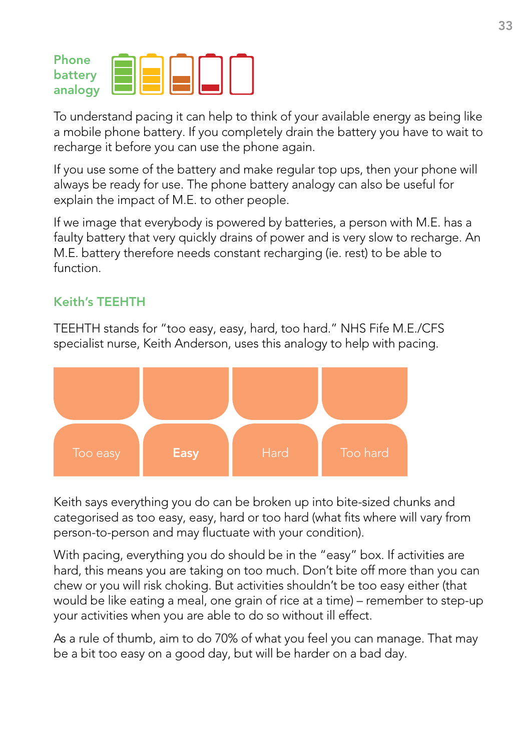## Phone battery analogy

To understand pacing it can help to think of your available energy as being like a mobile phone battery. If you completely drain the battery you have to wait to recharge it before you can use the phone again.

If you use some of the battery and make regular top ups, then your phone will always be ready for use. The phone battery analogy can also be useful for explain the impact of M.E. to other people.

If we image that everybody is powered by batteries, a person with M.E. has a faulty battery that very quickly drains of power and is very slow to recharge. An M.E. battery therefore needs constant recharging (ie. rest) to be able to function.

## Keith's TEEHTH

TEEHTH stands for "too easy, easy, hard, too hard." NHS Fife M.E./CFS specialist nurse, Keith Anderson, uses this analogy to help with pacing.

Too easy | **Easy** | Hard | Too hard

Keith says everything you do can be broken up into bite-sized chunks and categorised as too easy, easy, hard or too hard (what fits where will vary from person-to-person and may fluctuate with your condition).

With pacing, everything you do should be in the "easy" box. If activities are hard, this means you are taking on too much. Don't bite off more than you can chew or you will risk choking. But activities shouldn't be too easy either (that would be like eating a meal, one grain of rice at a time) – remember to step-up your activities when you are able to do so without ill effect.

As a rule of thumb, aim to do 70% of what you feel you can manage. That may be a bit too easy on a good day, but will be harder on a bad day.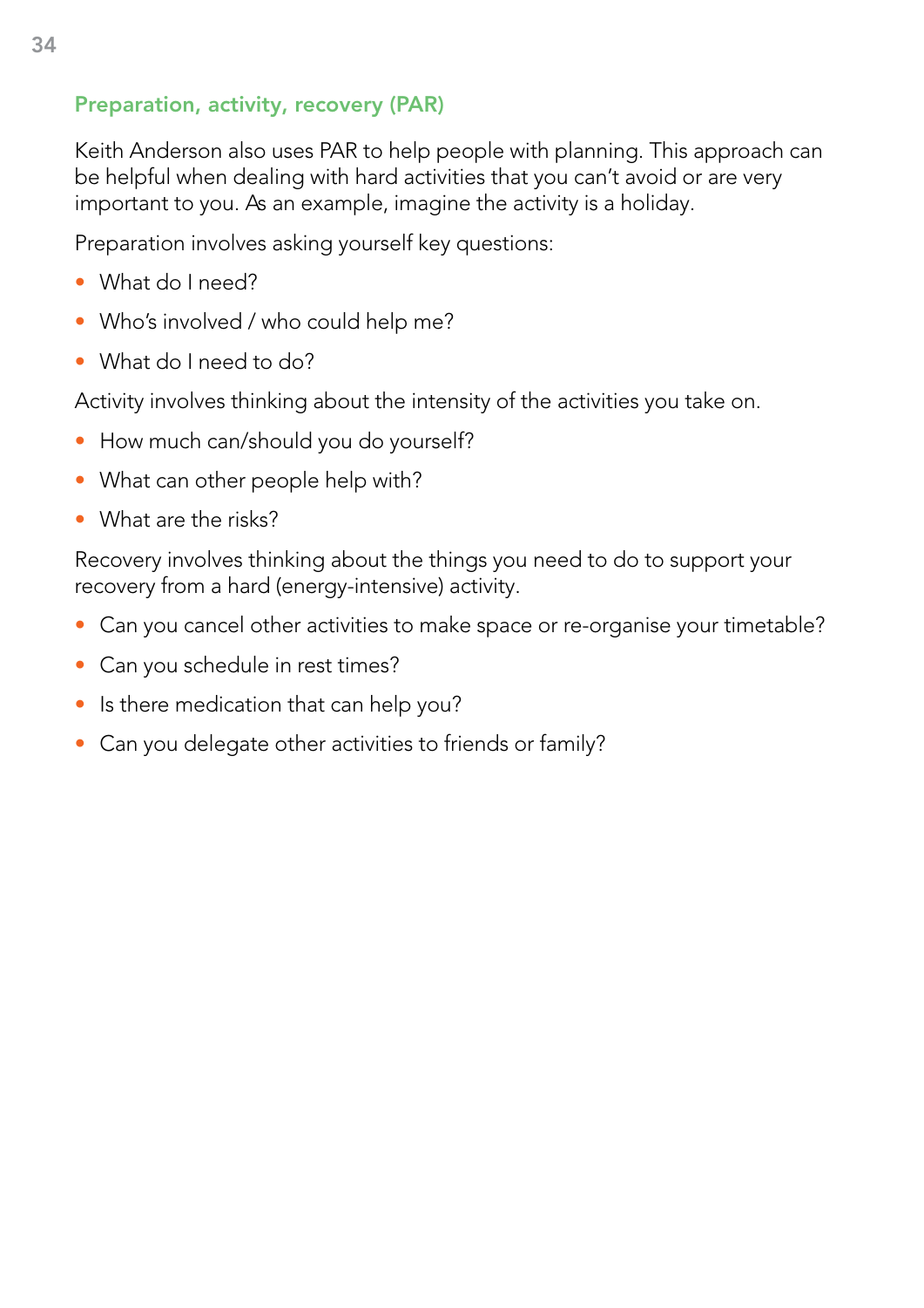### Preparation, activity, recovery (PAR)

Keith Anderson also uses PAR to help people with planning. This approach can be helpful when dealing with hard activities that you can't avoid or are very important to you. As an example, imagine the activity is a holiday.

Preparation involves asking yourself key questions:

- What do I need?
- Who's involved / who could help me?
- What do I need to do?

Activity involves thinking about the intensity of the activities you take on.

- How much can/should you do yourself?
- What can other people help with?
- What are the risks?

Recovery involves thinking about the things you need to do to support your recovery from a hard (energy-intensive) activity.

- Can you cancel other activities to make space or re-organise your timetable?
- Can you schedule in rest times?
- Is there medication that can help you?
- Can you delegate other activities to friends or family?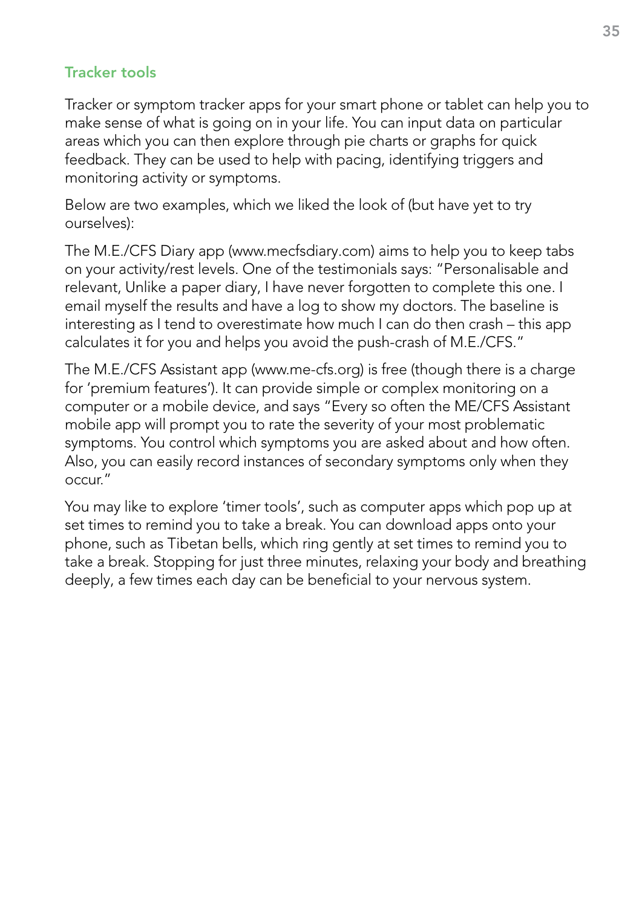### Tracker tools

Tracker or symptom tracker apps for your smart phone or tablet can help you to make sense of what is going on in your life. You can input data on particular areas which you can then explore through pie charts or graphs for quick feedback. They can be used to help with pacing, identifying triggers and monitoring activity or symptoms.

Below are two examples, which we liked the look of (but have yet to try ourselves):

The M.E./CFS Diary app (www.mecfsdiary.com) aims to help you to keep tabs on your activity/rest levels. One of the testimonials says: "Personalisable and relevant, Unlike a paper diary, I have never forgotten to complete this one. I email myself the results and have a log to show my doctors. The baseline is interesting as I tend to overestimate how much I can do then crash – this app calculates it for you and helps you avoid the push-crash of M.E./CFS."

The M.E./CFS Assistant app (www.me-cfs.org) is free (though there is a charge for 'premium features'). It can provide simple or complex monitoring on a computer or a mobile device, and says "Every so often the ME/CFS Assistant mobile app will prompt you to rate the severity of your most problematic symptoms. You control which symptoms you are asked about and how often. Also, you can easily record instances of secondary symptoms only when they occur."

You may like to explore 'timer tools', such as computer apps which pop up at set times to remind you to take a break. You can download apps onto your phone, such as Tibetan bells, which ring gently at set times to remind you to take a break. Stopping for just three minutes, relaxing your body and breathing deeply, a few times each day can be beneficial to your nervous system.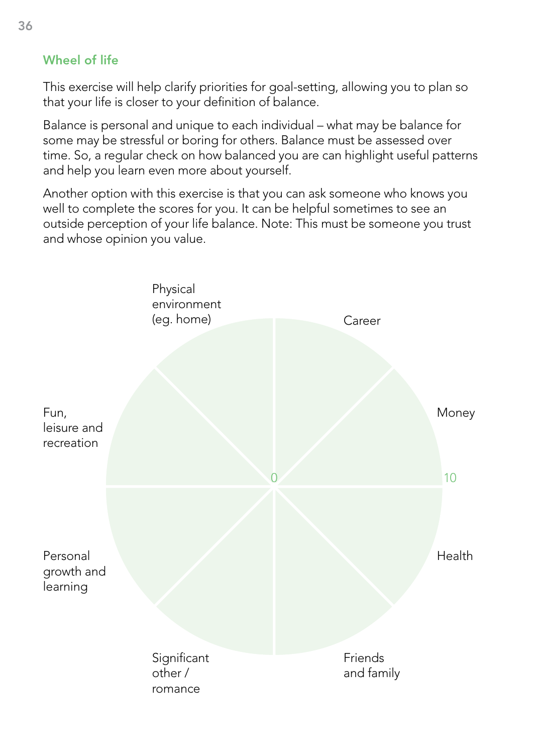## Wheel of life

This exercise will help clarify priorities for goal-setting, allowing you to plan so that your life is closer to your definition of balance.

Balance is personal and unique to each individual – what may be balance for some may be stressful or boring for others. Balance must be assessed over time. So, a regular check on how balanced you are can highlight useful patterns and help you learn even more about yourself.

Another option with this exercise is that you can ask someone who knows you well to complete the scores for you. It can be helpful sometimes to see an outside perception of your life balance. Note: This must be someone you trust and whose opinion you value.

Physical environment (eg. home)

Career

Money

Fun, leisure and recreation

0

10

Health

Personal growth and learning

Significant other / romance

Friends and family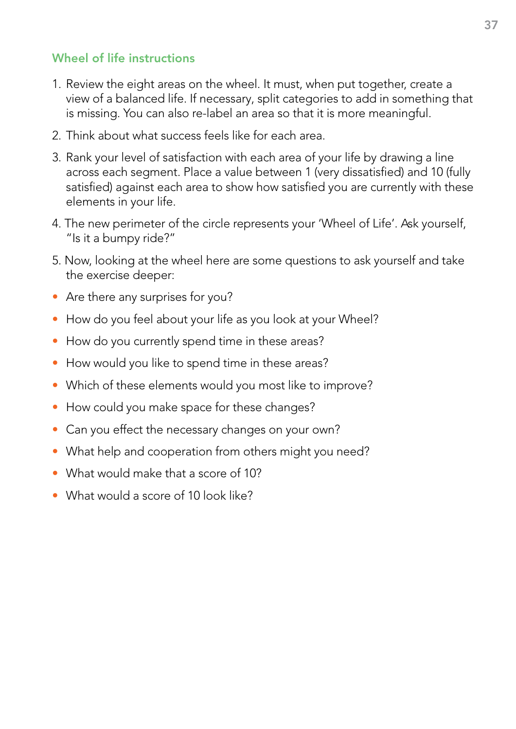## Wheel of life instructions

1. Review the eight areas on the wheel. It must, when put together, create a view of a balanced life. If necessary, split categories to add in something that is missing. You can also re-label an area so that it is more meaningful.
2. Think about what success feels like for each area.
3. Rank your level of satisfaction with each area of your life by drawing a line across each segment. Place a value between 1 (very dissatisfied) and 10 (fully satisfied) against each area to show how satisfied you are currently with these elements in your life.
4. The new perimeter of the circle represents your 'Wheel of Life'. Ask yourself, "Is it a bumpy ride?"
5. Now, looking at the wheel here are some questions to ask yourself and take the exercise deeper:

- Are there any surprises for you?
- How do you feel about your life as you look at your Wheel?
- How do you currently spend time in these areas?
- How would you like to spend time in these areas?
- Which of these elements would you most like to improve?
- How could you make space for these changes?
- Can you effect the necessary changes on your own?
- What help and cooperation from others might you need?
- What would make that a score of 10?
- What would a score of 10 look like?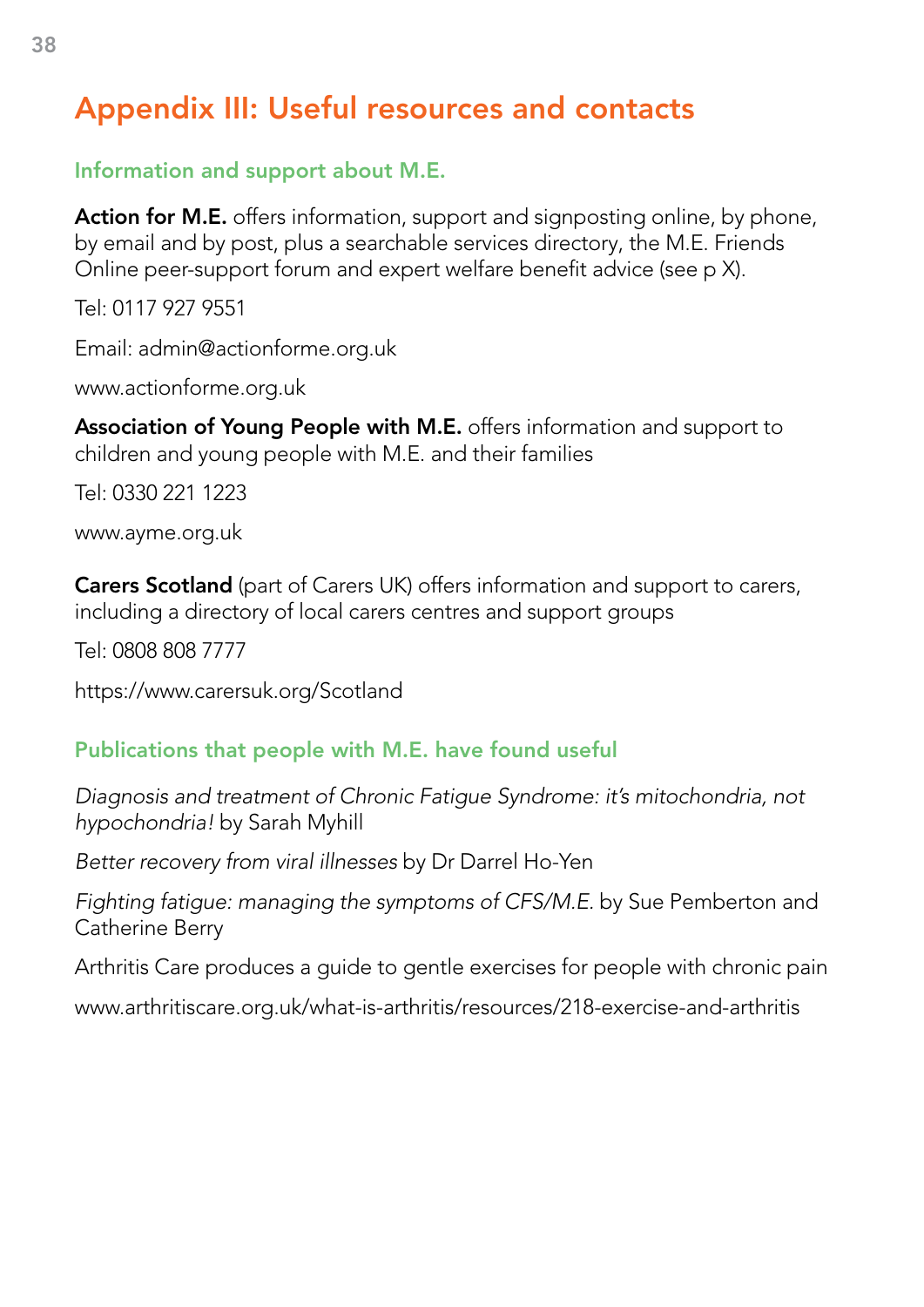# Appendix III: Useful resources and contacts

## Information and support about M.E.

**Action for M.E.** offers information, support and signposting online, by phone, by email and by post, plus a searchable services directory, the M.E. Friends Online peer-support forum and expert welfare benefit advice (see p X).

Tel: 0117 927 9551

Email: admin@actionforme.org.uk

www.actionforme.org.uk

**Association of Young People with M.E.** offers information and support to children and young people with M.E. and their families

Tel: 0330 221 1223

www.ayme.org.uk

**Carers Scotland** (part of Carers UK) offers information and support to carers, including a directory of local carers centres and support groups

Tel: 0808 808 7777

https://www.carersuk.org/Scotland

## Publications that people with M.E. have found useful

*Diagnosis and treatment of Chronic Fatigue Syndrome: it's mitochondria, not hypochondria!* by Sarah Myhill

*Better recovery from viral illnesses* by Dr Darrel Ho-Yen

*Fighting fatigue: managing the symptoms of CFS/M.E.* by Sue Pemberton and Catherine Berry

Arthritis Care produces a guide to gentle exercises for people with chronic pain

www.arthritiscare.org.uk/what-is-arthritis/resources/218-exercise-and-arthritis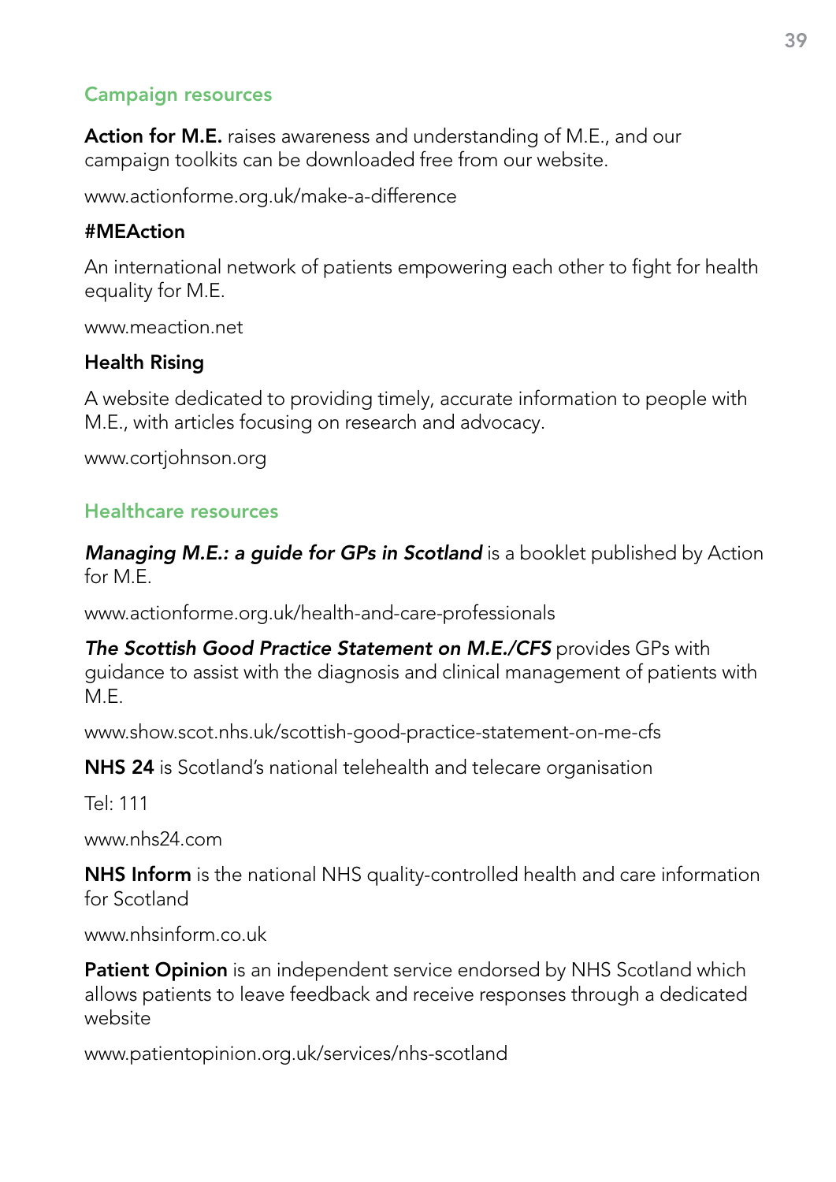## Campaign resources

**Action for M.E.** raises awareness and understanding of M.E., and our campaign toolkits can be downloaded free from our website.

www.actionforme.org.uk/make-a-difference

**#MEAction**

An international network of patients empowering each other to fight for health equality for M.E.

www.meaction.net

**Health Rising**

A website dedicated to providing timely, accurate information to people with M.E., with articles focusing on research and advocacy.

www.cortjohnson.org

## Healthcare resources

***Managing M.E.: a guide for GPs in Scotland*** is a booklet published by Action for M.E.

www.actionforme.org.uk/health-and-care-professionals

***The Scottish Good Practice Statement on M.E./CFS*** provides GPs with guidance to assist with the diagnosis and clinical management of patients with M.E.

www.show.scot.nhs.uk/scottish-good-practice-statement-on-me-cfs

**NHS 24** is Scotland's national telehealth and telecare organisation

Tel: 111

www.nhs24.com

**NHS Inform** is the national NHS quality-controlled health and care information for Scotland

www.nhsinform.co.uk

**Patient Opinion** is an independent service endorsed by NHS Scotland which allows patients to leave feedback and receive responses through a dedicated website

www.patientopinion.org.uk/services/nhs-scotland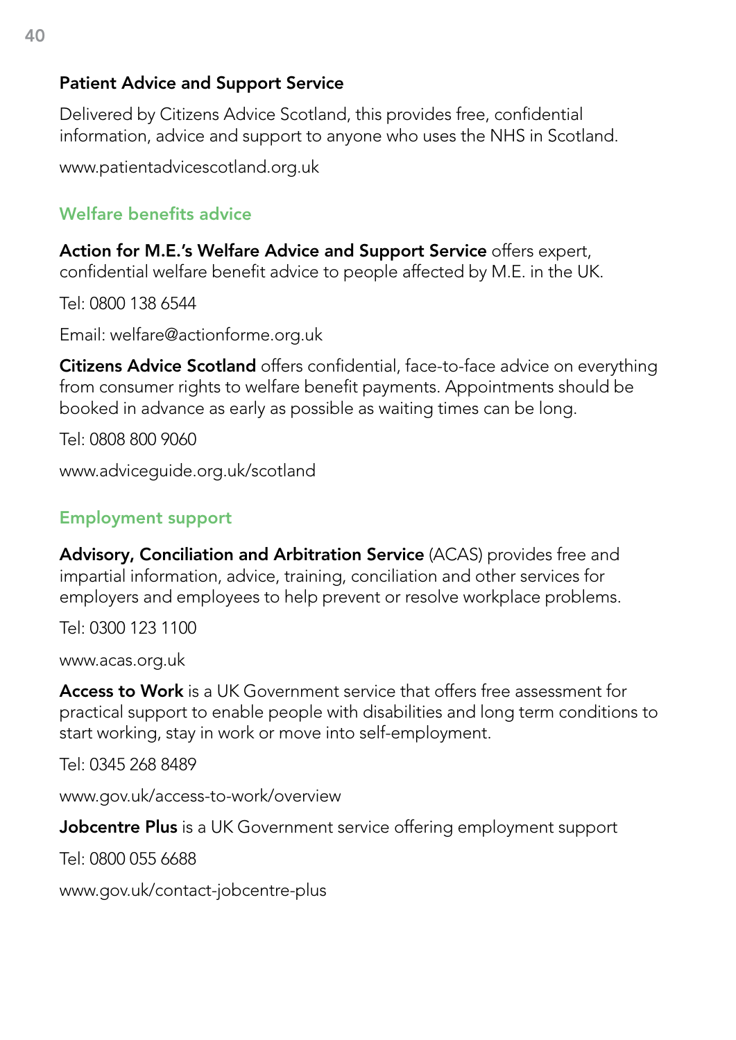### Patient Advice and Support Service

Delivered by Citizens Advice Scotland, this provides free, confidential information, advice and support to anyone who uses the NHS in Scotland.

www.patientadvicescotland.org.uk

## Welfare benefits advice

**Action for M.E.'s Welfare Advice and Support Service** offers expert, confidential welfare benefit advice to people affected by M.E. in the UK.

Tel: 0800 138 6544

Email: welfare@actionforme.org.uk

**Citizens Advice Scotland** offers confidential, face-to-face advice on everything from consumer rights to welfare benefit payments. Appointments should be booked in advance as early as possible as waiting times can be long.

Tel: 0808 800 9060

www.adviceguide.org.uk/scotland

## Employment support

**Advisory, Conciliation and Arbitration Service** (ACAS) provides free and impartial information, advice, training, conciliation and other services for employers and employees to help prevent or resolve workplace problems.

Tel: 0300 123 1100

www.acas.org.uk

**Access to Work** is a UK Government service that offers free assessment for practical support to enable people with disabilities and long term conditions to start working, stay in work or move into self-employment.

Tel: 0345 268 8489

www.gov.uk/access-to-work/overview

**Jobcentre Plus** is a UK Government service offering employment support

Tel: 0800 055 6688

www.gov.uk/contact-jobcentre-plus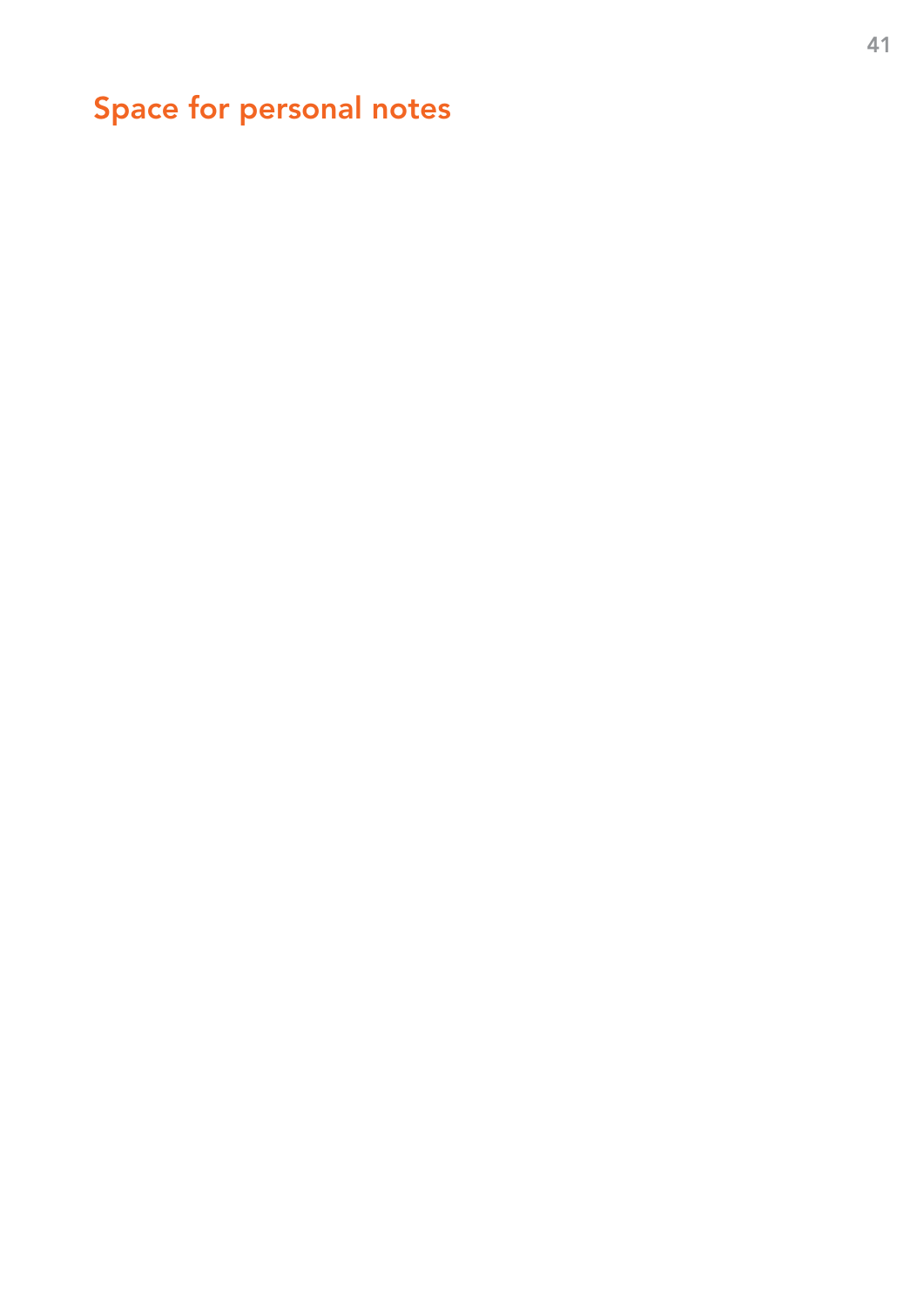## Space for personal notes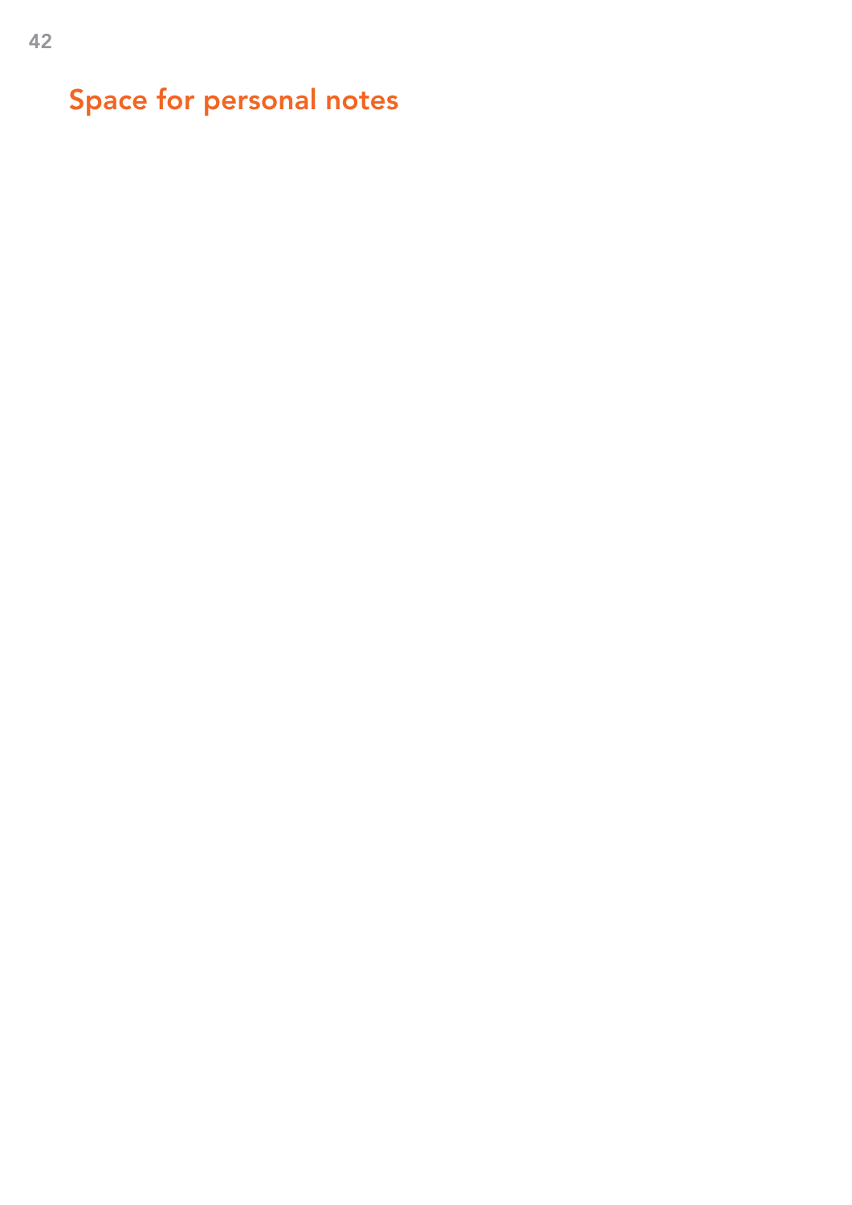## Space for personal notes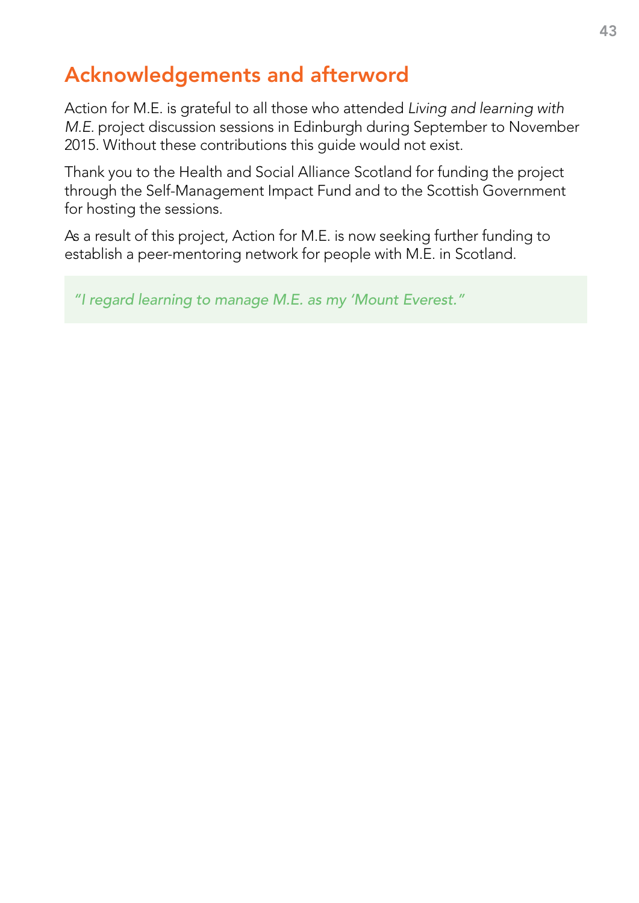## Acknowledgements and afterword

Action for M.E. is grateful to all those who attended *Living and learning with M.E.* project discussion sessions in Edinburgh during September to November 2015. Without these contributions this guide would not exist.

Thank you to the Health and Social Alliance Scotland for funding the project through the Self-Management Impact Fund and to the Scottish Government for hosting the sessions.

As a result of this project, Action for M.E. is now seeking further funding to establish a peer-mentoring network for people with M.E. in Scotland.

> *"I regard learning to manage M.E. as my 'Mount Everest."*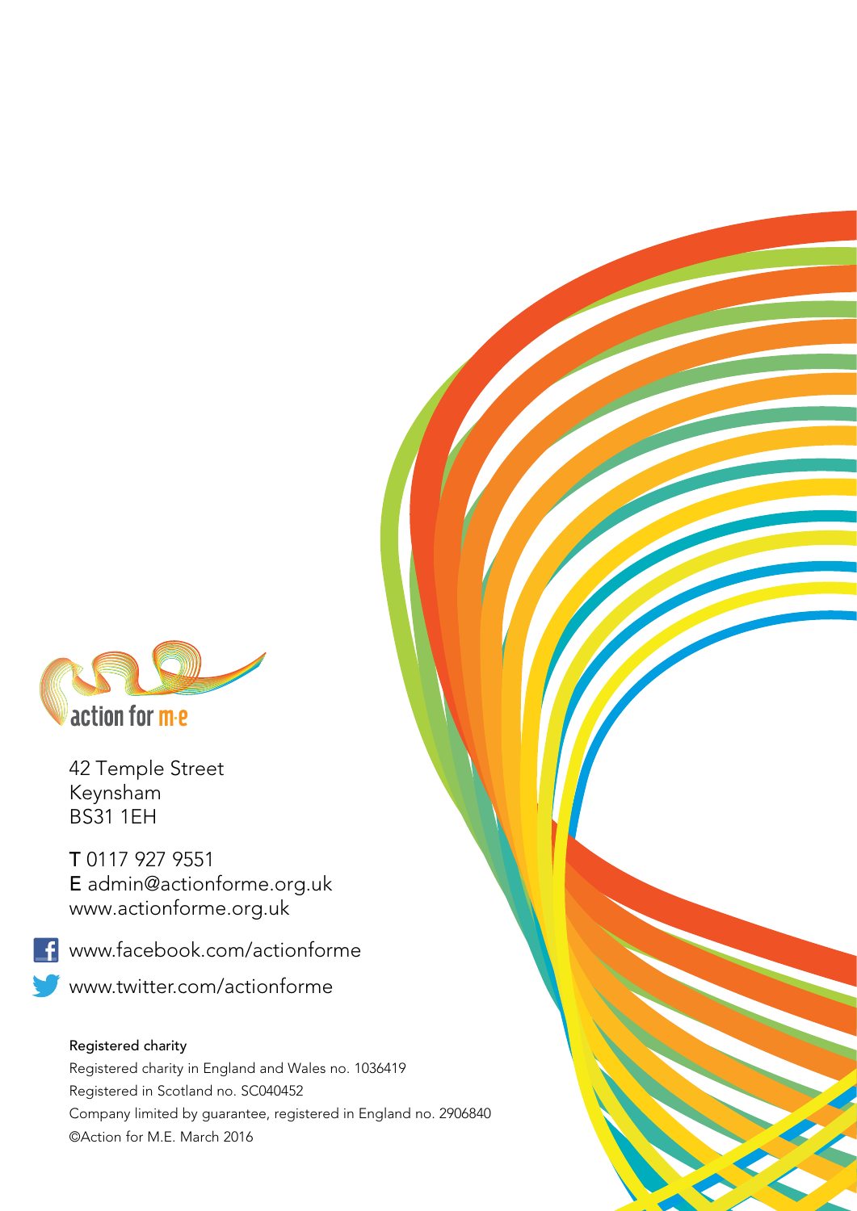action for m·e

42 Temple Street
Keynsham
BS31 1EH

**T** 0117 927 9551
**E** admin@actionforme.org.uk
www.actionforme.org.uk

www.facebook.com/actionforme

www.twitter.com/actionforme

Registered charity

Registered charity in England and Wales no. 1036419
Registered in Scotland no. SC040452
Company limited by guarantee, registered in England no. 2906840
©Action for M.E. March 2016